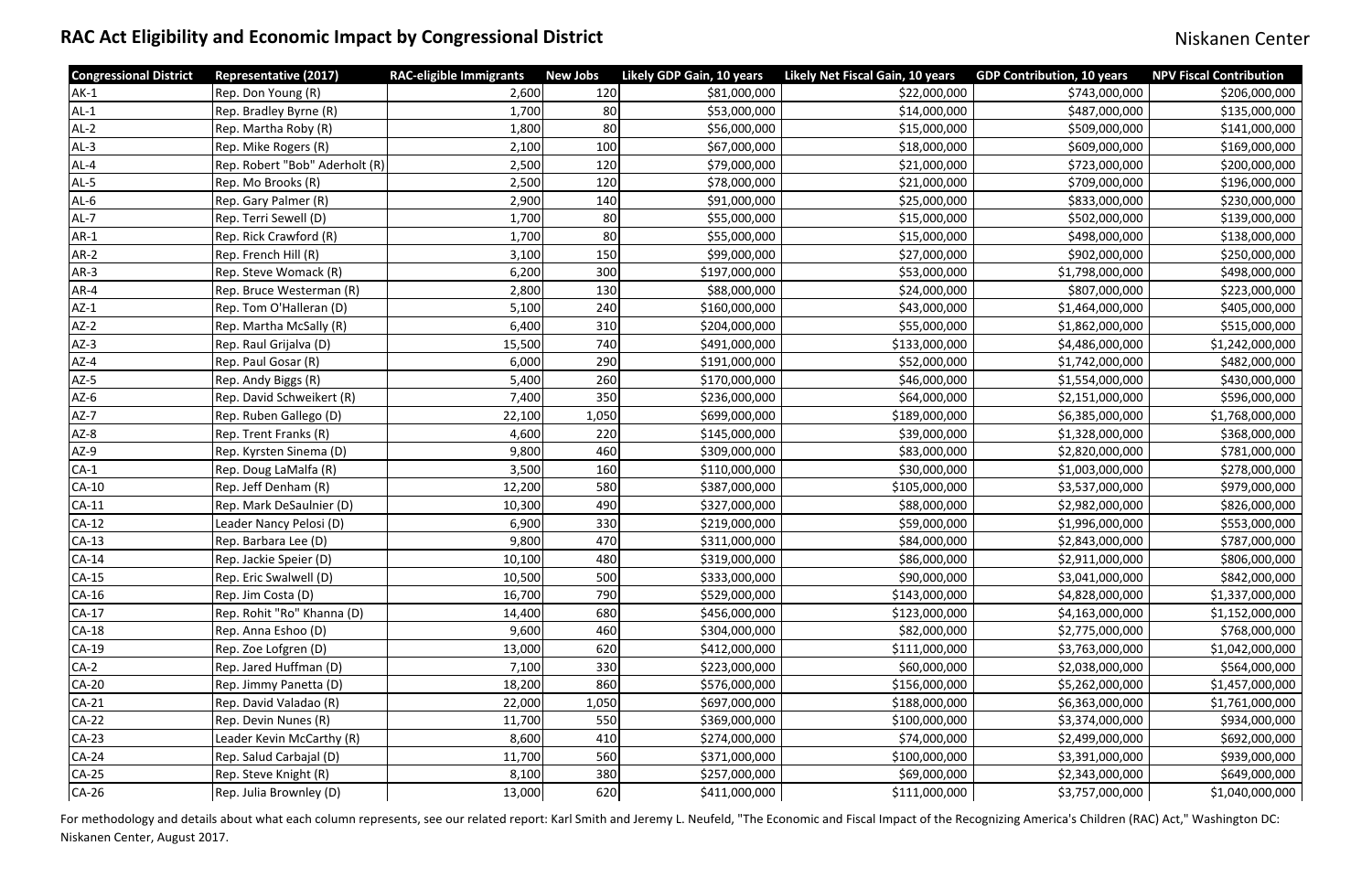# RAC Act Eligibility and Economic Impact by Congressional District

Niskanen Center

| Congressional District | Representative (2017) | RAC-eligible Immigrants | New Jobs | Likely GDP Gain, 10 years | Likely Net Fiscal Gain, 10 years | GDP Contribution, 10 years | NPV Fiscal Contribution |
|---|---|---|---|---|---|---|---|
| AK-1 | Rep. Don Young (R) | 2,600 | 120 | $81,000,000 | $22,000,000 | $743,000,000 | $206,000,000 |
| AL-1 | Rep. Bradley Byrne (R) | 1,700 | 80 | $53,000,000 | $14,000,000 | $487,000,000 | $135,000,000 |
| AL-2 | Rep. Martha Roby (R) | 1,800 | 80 | $56,000,000 | $15,000,000 | $509,000,000 | $141,000,000 |
| AL-3 | Rep. Mike Rogers (R) | 2,100 | 100 | $67,000,000 | $18,000,000 | $609,000,000 | $169,000,000 |
| AL-4 | Rep. Robert "Bob" Aderholt (R) | 2,500 | 120 | $79,000,000 | $21,000,000 | $723,000,000 | $200,000,000 |
| AL-5 | Rep. Mo Brooks (R) | 2,500 | 120 | $78,000,000 | $21,000,000 | $709,000,000 | $196,000,000 |
| AL-6 | Rep. Gary Palmer (R) | 2,900 | 140 | $91,000,000 | $25,000,000 | $833,000,000 | $230,000,000 |
| AL-7 | Rep. Terri Sewell (D) | 1,700 | 80 | $55,000,000 | $15,000,000 | $502,000,000 | $139,000,000 |
| AR-1 | Rep. Rick Crawford (R) | 1,700 | 80 | $55,000,000 | $15,000,000 | $498,000,000 | $138,000,000 |
| AR-2 | Rep. French Hill (R) | 3,100 | 150 | $99,000,000 | $27,000,000 | $902,000,000 | $250,000,000 |
| AR-3 | Rep. Steve Womack (R) | 6,200 | 300 | $197,000,000 | $53,000,000 | $1,798,000,000 | $498,000,000 |
| AR-4 | Rep. Bruce Westerman (R) | 2,800 | 130 | $88,000,000 | $24,000,000 | $807,000,000 | $223,000,000 |
| AZ-1 | Rep. Tom O'Halleran (D) | 5,100 | 240 | $160,000,000 | $43,000,000 | $1,464,000,000 | $405,000,000 |
| AZ-2 | Rep. Martha McSally (R) | 6,400 | 310 | $204,000,000 | $55,000,000 | $1,862,000,000 | $515,000,000 |
| AZ-3 | Rep. Raul Grijalva (D) | 15,500 | 740 | $491,000,000 | $133,000,000 | $4,486,000,000 | $1,242,000,000 |
| AZ-4 | Rep. Paul Gosar (R) | 6,000 | 290 | $191,000,000 | $52,000,000 | $1,742,000,000 | $482,000,000 |
| AZ-5 | Rep. Andy Biggs (R) | 5,400 | 260 | $170,000,000 | $46,000,000 | $1,554,000,000 | $430,000,000 |
| AZ-6 | Rep. David Schweikert (R) | 7,400 | 350 | $236,000,000 | $64,000,000 | $2,151,000,000 | $596,000,000 |
| AZ-7 | Rep. Ruben Gallego (D) | 22,100 | 1,050 | $699,000,000 | $189,000,000 | $6,385,000,000 | $1,768,000,000 |
| AZ-8 | Rep. Trent Franks (R) | 4,600 | 220 | $145,000,000 | $39,000,000 | $1,328,000,000 | $368,000,000 |
| AZ-9 | Rep. Kyrsten Sinema (D) | 9,800 | 460 | $309,000,000 | $83,000,000 | $2,820,000,000 | $781,000,000 |
| CA-1 | Rep. Doug LaMalfa (R) | 3,500 | 160 | $110,000,000 | $30,000,000 | $1,003,000,000 | $278,000,000 |
| CA-10 | Rep. Jeff Denham (R) | 12,200 | 580 | $387,000,000 | $105,000,000 | $3,537,000,000 | $979,000,000 |
| CA-11 | Rep. Mark DeSaulnier (D) | 10,300 | 490 | $327,000,000 | $88,000,000 | $2,982,000,000 | $826,000,000 |
| CA-12 | Leader Nancy Pelosi (D) | 6,900 | 330 | $219,000,000 | $59,000,000 | $1,996,000,000 | $553,000,000 |
| CA-13 | Rep. Barbara Lee (D) | 9,800 | 470 | $311,000,000 | $84,000,000 | $2,843,000,000 | $787,000,000 |
| CA-14 | Rep. Jackie Speier (D) | 10,100 | 480 | $319,000,000 | $86,000,000 | $2,911,000,000 | $806,000,000 |
| CA-15 | Rep. Eric Swalwell (D) | 10,500 | 500 | $333,000,000 | $90,000,000 | $3,041,000,000 | $842,000,000 |
| CA-16 | Rep. Jim Costa (D) | 16,700 | 790 | $529,000,000 | $143,000,000 | $4,828,000,000 | $1,337,000,000 |
| CA-17 | Rep. Rohit "Ro" Khanna (D) | 14,400 | 680 | $456,000,000 | $123,000,000 | $4,163,000,000 | $1,152,000,000 |
| CA-18 | Rep. Anna Eshoo (D) | 9,600 | 460 | $304,000,000 | $82,000,000 | $2,775,000,000 | $768,000,000 |
| CA-19 | Rep. Zoe Lofgren (D) | 13,000 | 620 | $412,000,000 | $111,000,000 | $3,763,000,000 | $1,042,000,000 |
| CA-2 | Rep. Jared Huffman (D) | 7,100 | 330 | $223,000,000 | $60,000,000 | $2,038,000,000 | $564,000,000 |
| CA-20 | Rep. Jimmy Panetta (D) | 18,200 | 860 | $576,000,000 | $156,000,000 | $5,262,000,000 | $1,457,000,000 |
| CA-21 | Rep. David Valadao (R) | 22,000 | 1,050 | $697,000,000 | $188,000,000 | $6,363,000,000 | $1,761,000,000 |
| CA-22 | Rep. Devin Nunes (R) | 11,700 | 550 | $369,000,000 | $100,000,000 | $3,374,000,000 | $934,000,000 |
| CA-23 | Leader Kevin McCarthy (R) | 8,600 | 410 | $274,000,000 | $74,000,000 | $2,499,000,000 | $692,000,000 |
| CA-24 | Rep. Salud Carbajal (D) | 11,700 | 560 | $371,000,000 | $100,000,000 | $3,391,000,000 | $939,000,000 |
| CA-25 | Rep. Steve Knight (R) | 8,100 | 380 | $257,000,000 | $69,000,000 | $2,343,000,000 | $649,000,000 |
| CA-26 | Rep. Julia Brownley (D) | 13,000 | 620 | $411,000,000 | $111,000,000 | $3,757,000,000 | $1,040,000,000 |

For methodology and details about what each column represents, see our related report: Karl Smith and Jeremy L. Neufeld, "The Economic and Fiscal Impact of the Recognizing America's Children (RAC) Act," Washington DC: Niskanen Center, August 2017.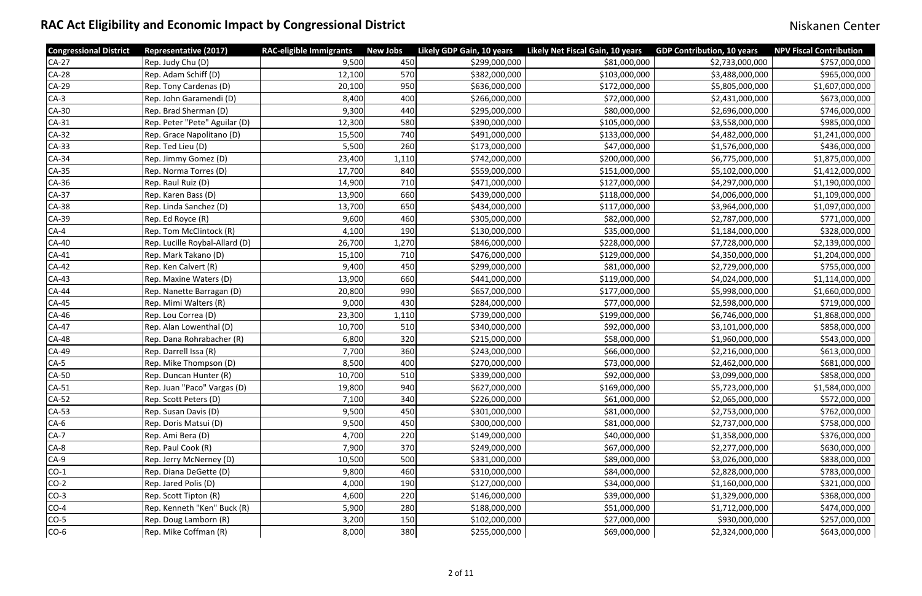# RAC Act Eligibility and Economic Impact by Congressional District

Niskanen Center

| Congressional District | Representative (2017) | RAC-eligible Immigrants | New Jobs | Likely GDP Gain, 10 years | Likely Net Fiscal Gain, 10 years | GDP Contribution, 10 years | NPV Fiscal Contribution |
|---|---|---|---|---|---|---|---|
| CA-27 | Rep. Judy Chu (D) | 9,500 | 450 | $299,000,000 | $81,000,000 | $2,733,000,000 | $757,000,000 |
| CA-28 | Rep. Adam Schiff (D) | 12,100 | 570 | $382,000,000 | $103,000,000 | $3,488,000,000 | $965,000,000 |
| CA-29 | Rep. Tony Cardenas (D) | 20,100 | 950 | $636,000,000 | $172,000,000 | $5,805,000,000 | $1,607,000,000 |
| CA-3 | Rep. John Garamendi (D) | 8,400 | 400 | $266,000,000 | $72,000,000 | $2,431,000,000 | $673,000,000 |
| CA-30 | Rep. Brad Sherman (D) | 9,300 | 440 | $295,000,000 | $80,000,000 | $2,696,000,000 | $746,000,000 |
| CA-31 | Rep. Peter "Pete" Aguilar (D) | 12,300 | 580 | $390,000,000 | $105,000,000 | $3,558,000,000 | $985,000,000 |
| CA-32 | Rep. Grace Napolitano (D) | 15,500 | 740 | $491,000,000 | $133,000,000 | $4,482,000,000 | $1,241,000,000 |
| CA-33 | Rep. Ted Lieu (D) | 5,500 | 260 | $173,000,000 | $47,000,000 | $1,576,000,000 | $436,000,000 |
| CA-34 | Rep. Jimmy Gomez (D) | 23,400 | 1,110 | $742,000,000 | $200,000,000 | $6,775,000,000 | $1,875,000,000 |
| CA-35 | Rep. Norma Torres (D) | 17,700 | 840 | $559,000,000 | $151,000,000 | $5,102,000,000 | $1,412,000,000 |
| CA-36 | Rep. Raul Ruiz (D) | 14,900 | 710 | $471,000,000 | $127,000,000 | $4,297,000,000 | $1,190,000,000 |
| CA-37 | Rep. Karen Bass (D) | 13,900 | 660 | $439,000,000 | $118,000,000 | $4,006,000,000 | $1,109,000,000 |
| CA-38 | Rep. Linda Sanchez (D) | 13,700 | 650 | $434,000,000 | $117,000,000 | $3,964,000,000 | $1,097,000,000 |
| CA-39 | Rep. Ed Royce (R) | 9,600 | 460 | $305,000,000 | $82,000,000 | $2,787,000,000 | $771,000,000 |
| CA-4 | Rep. Tom McClintock (R) | 4,100 | 190 | $130,000,000 | $35,000,000 | $1,184,000,000 | $328,000,000 |
| CA-40 | Rep. Lucille Roybal-Allard (D) | 26,700 | 1,270 | $846,000,000 | $228,000,000 | $7,728,000,000 | $2,139,000,000 |
| CA-41 | Rep. Mark Takano (D) | 15,100 | 710 | $476,000,000 | $129,000,000 | $4,350,000,000 | $1,204,000,000 |
| CA-42 | Rep. Ken Calvert (R) | 9,400 | 450 | $299,000,000 | $81,000,000 | $2,729,000,000 | $755,000,000 |
| CA-43 | Rep. Maxine Waters (D) | 13,900 | 660 | $441,000,000 | $119,000,000 | $4,024,000,000 | $1,114,000,000 |
| CA-44 | Rep. Nanette Barragan (D) | 20,800 | 990 | $657,000,000 | $177,000,000 | $5,998,000,000 | $1,660,000,000 |
| CA-45 | Rep. Mimi Walters (R) | 9,000 | 430 | $284,000,000 | $77,000,000 | $2,598,000,000 | $719,000,000 |
| CA-46 | Rep. Lou Correa (D) | 23,300 | 1,110 | $739,000,000 | $199,000,000 | $6,746,000,000 | $1,868,000,000 |
| CA-47 | Rep. Alan Lowenthal (D) | 10,700 | 510 | $340,000,000 | $92,000,000 | $3,101,000,000 | $858,000,000 |
| CA-48 | Rep. Dana Rohrabacher (R) | 6,800 | 320 | $215,000,000 | $58,000,000 | $1,960,000,000 | $543,000,000 |
| CA-49 | Rep. Darrell Issa (R) | 7,700 | 360 | $243,000,000 | $66,000,000 | $2,216,000,000 | $613,000,000 |
| CA-5 | Rep. Mike Thompson (D) | 8,500 | 400 | $270,000,000 | $73,000,000 | $2,462,000,000 | $681,000,000 |
| CA-50 | Rep. Duncan Hunter (R) | 10,700 | 510 | $339,000,000 | $92,000,000 | $3,099,000,000 | $858,000,000 |
| CA-51 | Rep. Juan "Paco" Vargas (D) | 19,800 | 940 | $627,000,000 | $169,000,000 | $5,723,000,000 | $1,584,000,000 |
| CA-52 | Rep. Scott Peters (D) | 7,100 | 340 | $226,000,000 | $61,000,000 | $2,065,000,000 | $572,000,000 |
| CA-53 | Rep. Susan Davis (D) | 9,500 | 450 | $301,000,000 | $81,000,000 | $2,753,000,000 | $762,000,000 |
| CA-6 | Rep. Doris Matsui (D) | 9,500 | 450 | $300,000,000 | $81,000,000 | $2,737,000,000 | $758,000,000 |
| CA-7 | Rep. Ami Bera (D) | 4,700 | 220 | $149,000,000 | $40,000,000 | $1,358,000,000 | $376,000,000 |
| CA-8 | Rep. Paul Cook (R) | 7,900 | 370 | $249,000,000 | $67,000,000 | $2,277,000,000 | $630,000,000 |
| CA-9 | Rep. Jerry McNerney (D) | 10,500 | 500 | $331,000,000 | $89,000,000 | $3,026,000,000 | $838,000,000 |
| CO-1 | Rep. Diana DeGette (D) | 9,800 | 460 | $310,000,000 | $84,000,000 | $2,828,000,000 | $783,000,000 |
| CO-2 | Rep. Jared Polis (D) | 4,000 | 190 | $127,000,000 | $34,000,000 | $1,160,000,000 | $321,000,000 |
| CO-3 | Rep. Scott Tipton (R) | 4,600 | 220 | $146,000,000 | $39,000,000 | $1,329,000,000 | $368,000,000 |
| CO-4 | Rep. Kenneth "Ken" Buck (R) | 5,900 | 280 | $188,000,000 | $51,000,000 | $1,712,000,000 | $474,000,000 |
| CO-5 | Rep. Doug Lamborn (R) | 3,200 | 150 | $102,000,000 | $27,000,000 | $930,000,000 | $257,000,000 |
| CO-6 | Rep. Mike Coffman (R) | 8,000 | 380 | $255,000,000 | $69,000,000 | $2,324,000,000 | $643,000,000 |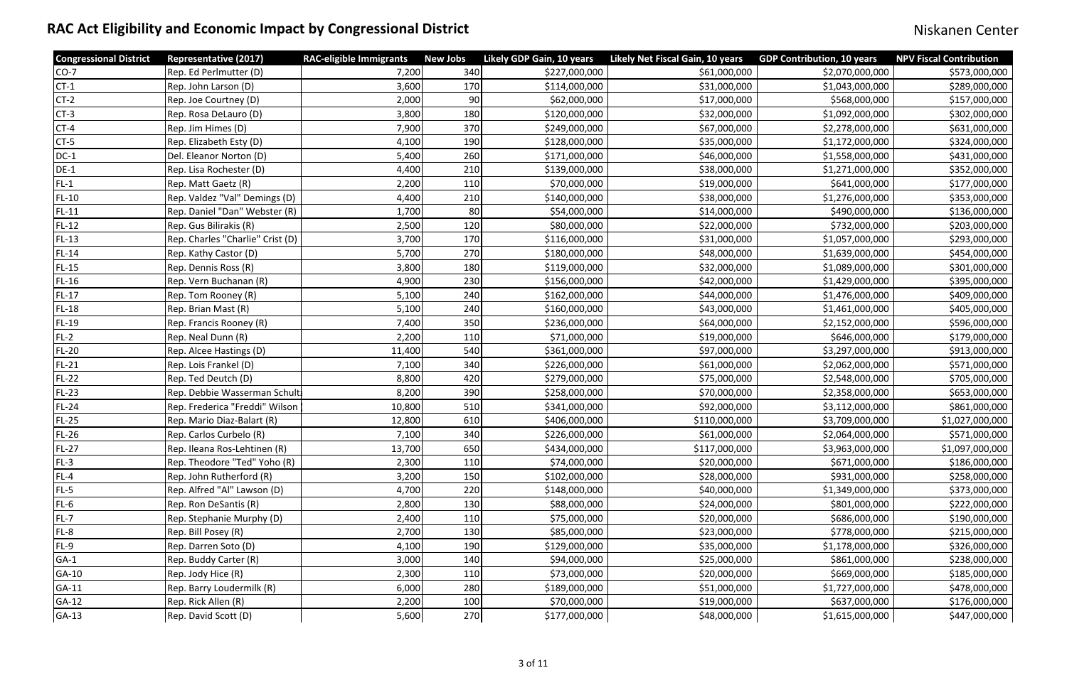# RAC Act Eligibility and Economic Impact by Congressional District

Niskanen Center

| Congressional District | Representative (2017) | RAC-eligible Immigrants | New Jobs | Likely GDP Gain, 10 years | Likely Net Fiscal Gain, 10 years | GDP Contribution, 10 years | NPV Fiscal Contribution |
|---|---|---|---|---|---|---|---|
| CO-7 | Rep. Ed Perlmutter (D) | 7,200 | 340 | $227,000,000 | $61,000,000 | $2,070,000,000 | $573,000,000 |
| CT-1 | Rep. John Larson (D) | 3,600 | 170 | $114,000,000 | $31,000,000 | $1,043,000,000 | $289,000,000 |
| CT-2 | Rep. Joe Courtney (D) | 2,000 | 90 | $62,000,000 | $17,000,000 | $568,000,000 | $157,000,000 |
| CT-3 | Rep. Rosa DeLauro (D) | 3,800 | 180 | $120,000,000 | $32,000,000 | $1,092,000,000 | $302,000,000 |
| CT-4 | Rep. Jim Himes (D) | 7,900 | 370 | $249,000,000 | $67,000,000 | $2,278,000,000 | $631,000,000 |
| CT-5 | Rep. Elizabeth Esty (D) | 4,100 | 190 | $128,000,000 | $35,000,000 | $1,172,000,000 | $324,000,000 |
| DC-1 | Del. Eleanor Norton (D) | 5,400 | 260 | $171,000,000 | $46,000,000 | $1,558,000,000 | $431,000,000 |
| DE-1 | Rep. Lisa Rochester (D) | 4,400 | 210 | $139,000,000 | $38,000,000 | $1,271,000,000 | $352,000,000 |
| FL-1 | Rep. Matt Gaetz (R) | 2,200 | 110 | $70,000,000 | $19,000,000 | $641,000,000 | $177,000,000 |
| FL-10 | Rep. Valdez "Val" Demings (D) | 4,400 | 210 | $140,000,000 | $38,000,000 | $1,276,000,000 | $353,000,000 |
| FL-11 | Rep. Daniel "Dan" Webster (R) | 1,700 | 80 | $54,000,000 | $14,000,000 | $490,000,000 | $136,000,000 |
| FL-12 | Rep. Gus Bilirakis (R) | 2,500 | 120 | $80,000,000 | $22,000,000 | $732,000,000 | $203,000,000 |
| FL-13 | Rep. Charles "Charlie" Crist (D) | 3,700 | 170 | $116,000,000 | $31,000,000 | $1,057,000,000 | $293,000,000 |
| FL-14 | Rep. Kathy Castor (D) | 5,700 | 270 | $180,000,000 | $48,000,000 | $1,639,000,000 | $454,000,000 |
| FL-15 | Rep. Dennis Ross (R) | 3,800 | 180 | $119,000,000 | $32,000,000 | $1,089,000,000 | $301,000,000 |
| FL-16 | Rep. Vern Buchanan (R) | 4,900 | 230 | $156,000,000 | $42,000,000 | $1,429,000,000 | $395,000,000 |
| FL-17 | Rep. Tom Rooney (R) | 5,100 | 240 | $162,000,000 | $44,000,000 | $1,476,000,000 | $409,000,000 |
| FL-18 | Rep. Brian Mast (R) | 5,100 | 240 | $160,000,000 | $43,000,000 | $1,461,000,000 | $405,000,000 |
| FL-19 | Rep. Francis Rooney (R) | 7,400 | 350 | $236,000,000 | $64,000,000 | $2,152,000,000 | $596,000,000 |
| FL-2 | Rep. Neal Dunn (R) | 2,200 | 110 | $71,000,000 | $19,000,000 | $646,000,000 | $179,000,000 |
| FL-20 | Rep. Alcee Hastings (D) | 11,400 | 540 | $361,000,000 | $97,000,000 | $3,297,000,000 | $913,000,000 |
| FL-21 | Rep. Lois Frankel (D) | 7,100 | 340 | $226,000,000 | $61,000,000 | $2,062,000,000 | $571,000,000 |
| FL-22 | Rep. Ted Deutch (D) | 8,800 | 420 | $279,000,000 | $75,000,000 | $2,548,000,000 | $705,000,000 |
| FL-23 | Rep. Debbie Wasserman Schult | 8,200 | 390 | $258,000,000 | $70,000,000 | $2,358,000,000 | $653,000,000 |
| FL-24 | Rep. Frederica "Freddi" Wilson | 10,800 | 510 | $341,000,000 | $92,000,000 | $3,112,000,000 | $861,000,000 |
| FL-25 | Rep. Mario Diaz-Balart (R) | 12,800 | 610 | $406,000,000 | $110,000,000 | $3,709,000,000 | $1,027,000,000 |
| FL-26 | Rep. Carlos Curbelo (R) | 7,100 | 340 | $226,000,000 | $61,000,000 | $2,064,000,000 | $571,000,000 |
| FL-27 | Rep. Ileana Ros-Lehtinen (R) | 13,700 | 650 | $434,000,000 | $117,000,000 | $3,963,000,000 | $1,097,000,000 |
| FL-3 | Rep. Theodore "Ted" Yoho (R) | 2,300 | 110 | $74,000,000 | $20,000,000 | $671,000,000 | $186,000,000 |
| FL-4 | Rep. John Rutherford (R) | 3,200 | 150 | $102,000,000 | $28,000,000 | $931,000,000 | $258,000,000 |
| FL-5 | Rep. Alfred "Al" Lawson (D) | 4,700 | 220 | $148,000,000 | $40,000,000 | $1,349,000,000 | $373,000,000 |
| FL-6 | Rep. Ron DeSantis (R) | 2,800 | 130 | $88,000,000 | $24,000,000 | $801,000,000 | $222,000,000 |
| FL-7 | Rep. Stephanie Murphy (D) | 2,400 | 110 | $75,000,000 | $20,000,000 | $686,000,000 | $190,000,000 |
| FL-8 | Rep. Bill Posey (R) | 2,700 | 130 | $85,000,000 | $23,000,000 | $778,000,000 | $215,000,000 |
| FL-9 | Rep. Darren Soto (D) | 4,100 | 190 | $129,000,000 | $35,000,000 | $1,178,000,000 | $326,000,000 |
| GA-1 | Rep. Buddy Carter (R) | 3,000 | 140 | $94,000,000 | $25,000,000 | $861,000,000 | $238,000,000 |
| GA-10 | Rep. Jody Hice (R) | 2,300 | 110 | $73,000,000 | $20,000,000 | $669,000,000 | $185,000,000 |
| GA-11 | Rep. Barry Loudermilk (R) | 6,000 | 280 | $189,000,000 | $51,000,000 | $1,727,000,000 | $478,000,000 |
| GA-12 | Rep. Rick Allen (R) | 2,200 | 100 | $70,000,000 | $19,000,000 | $637,000,000 | $176,000,000 |
| GA-13 | Rep. David Scott (D) | 5,600 | 270 | $177,000,000 | $48,000,000 | $1,615,000,000 | $447,000,000 |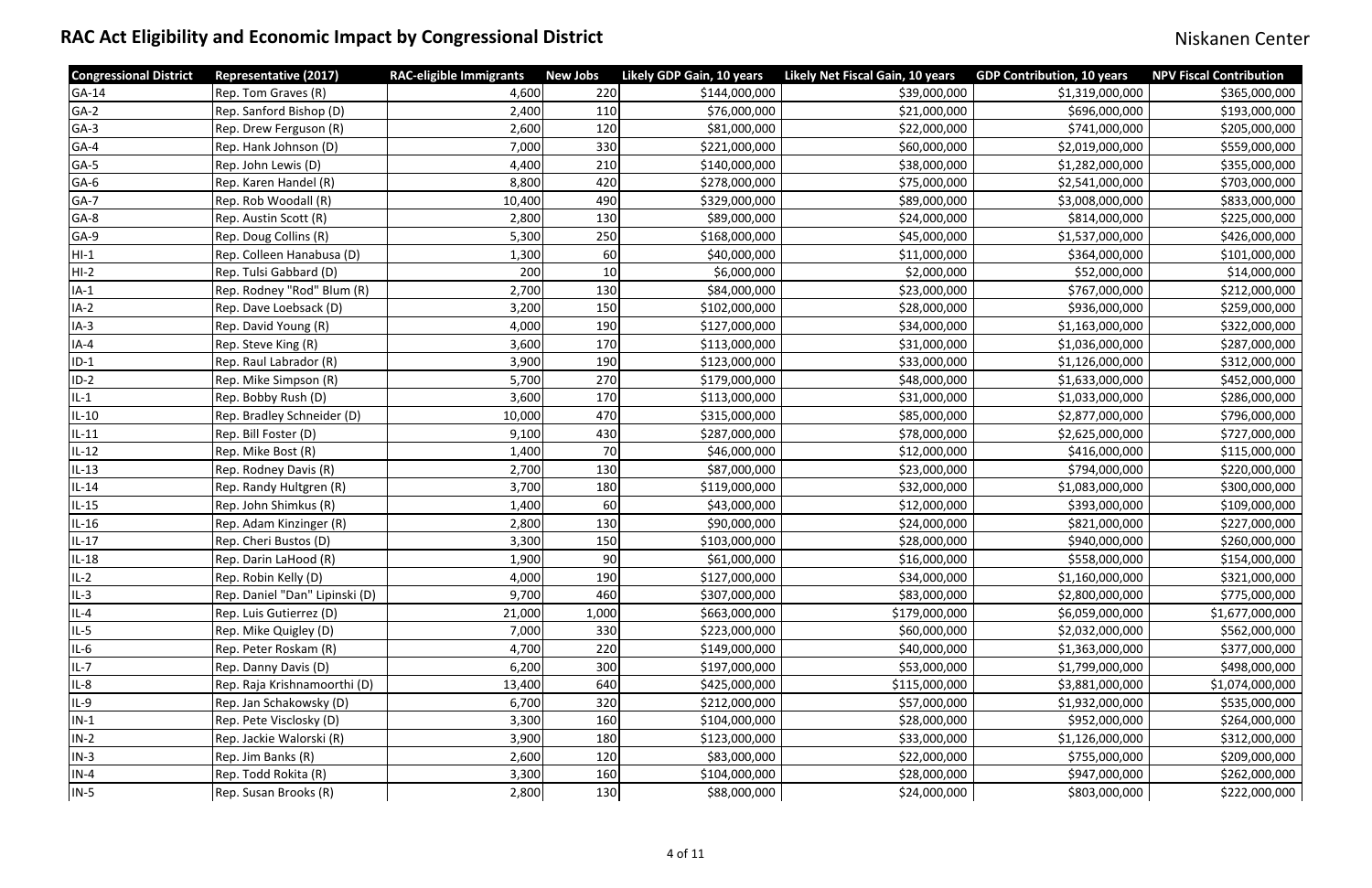# RAC Act Eligibility and Economic Impact by Congressional District

Niskanen Center

| Congressional District | Representative (2017) | RAC-eligible Immigrants | New Jobs | Likely GDP Gain, 10 years | Likely Net Fiscal Gain, 10 years | GDP Contribution, 10 years | NPV Fiscal Contribution |
|---|---|---|---|---|---|---|---|
| GA-14 | Rep. Tom Graves (R) | 4,600 | 220 | $144,000,000 | $39,000,000 | $1,319,000,000 | $365,000,000 |
| GA-2 | Rep. Sanford Bishop (D) | 2,400 | 110 | $76,000,000 | $21,000,000 | $696,000,000 | $193,000,000 |
| GA-3 | Rep. Drew Ferguson (R) | 2,600 | 120 | $81,000,000 | $22,000,000 | $741,000,000 | $205,000,000 |
| GA-4 | Rep. Hank Johnson (D) | 7,000 | 330 | $221,000,000 | $60,000,000 | $2,019,000,000 | $559,000,000 |
| GA-5 | Rep. John Lewis (D) | 4,400 | 210 | $140,000,000 | $38,000,000 | $1,282,000,000 | $355,000,000 |
| GA-6 | Rep. Karen Handel (R) | 8,800 | 420 | $278,000,000 | $75,000,000 | $2,541,000,000 | $703,000,000 |
| GA-7 | Rep. Rob Woodall (R) | 10,400 | 490 | $329,000,000 | $89,000,000 | $3,008,000,000 | $833,000,000 |
| GA-8 | Rep. Austin Scott (R) | 2,800 | 130 | $89,000,000 | $24,000,000 | $814,000,000 | $225,000,000 |
| GA-9 | Rep. Doug Collins (R) | 5,300 | 250 | $168,000,000 | $45,000,000 | $1,537,000,000 | $426,000,000 |
| HI-1 | Rep. Colleen Hanabusa (D) | 1,300 | 60 | $40,000,000 | $11,000,000 | $364,000,000 | $101,000,000 |
| HI-2 | Rep. Tulsi Gabbard (D) | 200 | 10 | $6,000,000 | $2,000,000 | $52,000,000 | $14,000,000 |
| IA-1 | Rep. Rodney "Rod" Blum (R) | 2,700 | 130 | $84,000,000 | $23,000,000 | $767,000,000 | $212,000,000 |
| IA-2 | Rep. Dave Loebsack (D) | 3,200 | 150 | $102,000,000 | $28,000,000 | $936,000,000 | $259,000,000 |
| IA-3 | Rep. David Young (R) | 4,000 | 190 | $127,000,000 | $34,000,000 | $1,163,000,000 | $322,000,000 |
| IA-4 | Rep. Steve King (R) | 3,600 | 170 | $113,000,000 | $31,000,000 | $1,036,000,000 | $287,000,000 |
| ID-1 | Rep. Raul Labrador (R) | 3,900 | 190 | $123,000,000 | $33,000,000 | $1,126,000,000 | $312,000,000 |
| ID-2 | Rep. Mike Simpson (R) | 5,700 | 270 | $179,000,000 | $48,000,000 | $1,633,000,000 | $452,000,000 |
| IL-1 | Rep. Bobby Rush (D) | 3,600 | 170 | $113,000,000 | $31,000,000 | $1,033,000,000 | $286,000,000 |
| IL-10 | Rep. Bradley Schneider (D) | 10,000 | 470 | $315,000,000 | $85,000,000 | $2,877,000,000 | $796,000,000 |
| IL-11 | Rep. Bill Foster (D) | 9,100 | 430 | $287,000,000 | $78,000,000 | $2,625,000,000 | $727,000,000 |
| IL-12 | Rep. Mike Bost (R) | 1,400 | 70 | $46,000,000 | $12,000,000 | $416,000,000 | $115,000,000 |
| IL-13 | Rep. Rodney Davis (R) | 2,700 | 130 | $87,000,000 | $23,000,000 | $794,000,000 | $220,000,000 |
| IL-14 | Rep. Randy Hultgren (R) | 3,700 | 180 | $119,000,000 | $32,000,000 | $1,083,000,000 | $300,000,000 |
| IL-15 | Rep. John Shimkus (R) | 1,400 | 60 | $43,000,000 | $12,000,000 | $393,000,000 | $109,000,000 |
| IL-16 | Rep. Adam Kinzinger (R) | 2,800 | 130 | $90,000,000 | $24,000,000 | $821,000,000 | $227,000,000 |
| IL-17 | Rep. Cheri Bustos (D) | 3,300 | 150 | $103,000,000 | $28,000,000 | $940,000,000 | $260,000,000 |
| IL-18 | Rep. Darin LaHood (R) | 1,900 | 90 | $61,000,000 | $16,000,000 | $558,000,000 | $154,000,000 |
| IL-2 | Rep. Robin Kelly (D) | 4,000 | 190 | $127,000,000 | $34,000,000 | $1,160,000,000 | $321,000,000 |
| IL-3 | Rep. Daniel "Dan" Lipinski (D) | 9,700 | 460 | $307,000,000 | $83,000,000 | $2,800,000,000 | $775,000,000 |
| IL-4 | Rep. Luis Gutierrez (D) | 21,000 | 1,000 | $663,000,000 | $179,000,000 | $6,059,000,000 | $1,677,000,000 |
| IL-5 | Rep. Mike Quigley (D) | 7,000 | 330 | $223,000,000 | $60,000,000 | $2,032,000,000 | $562,000,000 |
| IL-6 | Rep. Peter Roskam (R) | 4,700 | 220 | $149,000,000 | $40,000,000 | $1,363,000,000 | $377,000,000 |
| IL-7 | Rep. Danny Davis (D) | 6,200 | 300 | $197,000,000 | $53,000,000 | $1,799,000,000 | $498,000,000 |
| IL-8 | Rep. Raja Krishnamoorthi (D) | 13,400 | 640 | $425,000,000 | $115,000,000 | $3,881,000,000 | $1,074,000,000 |
| IL-9 | Rep. Jan Schakowsky (D) | 6,700 | 320 | $212,000,000 | $57,000,000 | $1,932,000,000 | $535,000,000 |
| IN-1 | Rep. Pete Visclosky (D) | 3,300 | 160 | $104,000,000 | $28,000,000 | $952,000,000 | $264,000,000 |
| IN-2 | Rep. Jackie Walorski (R) | 3,900 | 180 | $123,000,000 | $33,000,000 | $1,126,000,000 | $312,000,000 |
| IN-3 | Rep. Jim Banks (R) | 2,600 | 120 | $83,000,000 | $22,000,000 | $755,000,000 | $209,000,000 |
| IN-4 | Rep. Todd Rokita (R) | 3,300 | 160 | $104,000,000 | $28,000,000 | $947,000,000 | $262,000,000 |
| IN-5 | Rep. Susan Brooks (R) | 2,800 | 130 | $88,000,000 | $24,000,000 | $803,000,000 | $222,000,000 |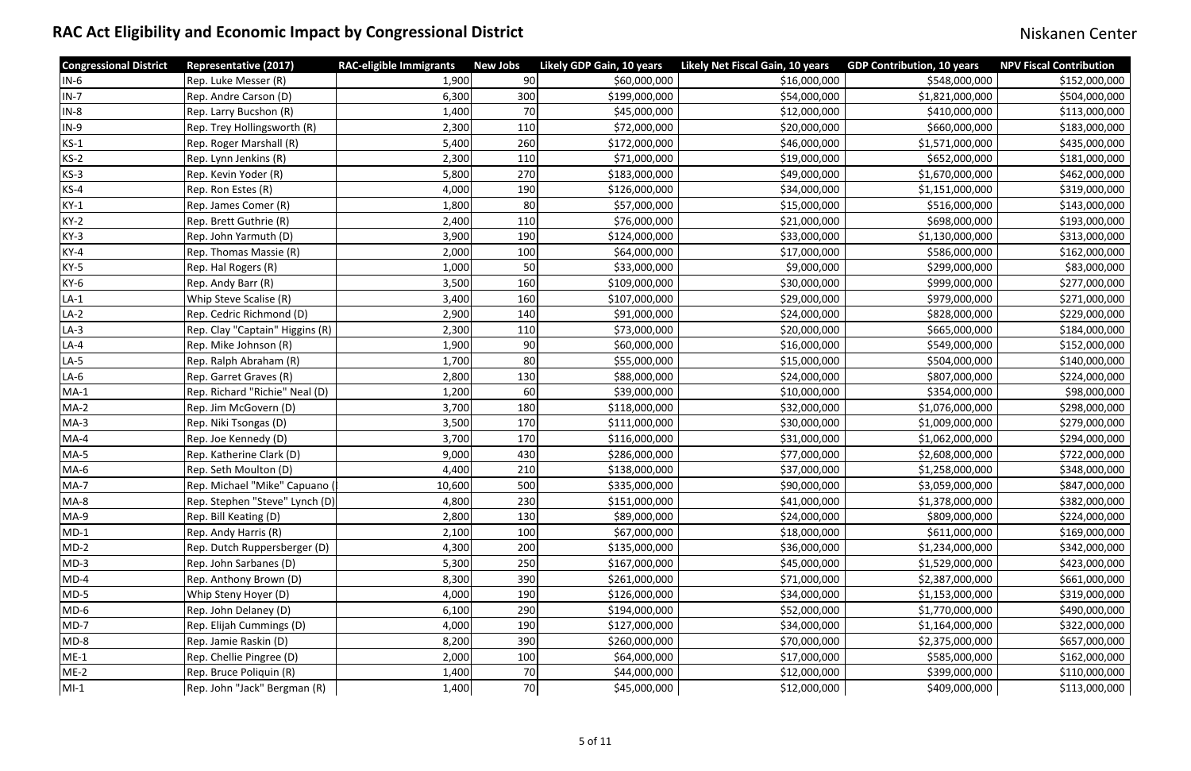## RAC Act Eligibility and Economic Impact by Congressional District

Niskanen Center

| Congressional District | Representative (2017) | RAC-eligible Immigrants | New Jobs | Likely GDP Gain, 10 years | Likely Net Fiscal Gain, 10 years | GDP Contribution, 10 years | NPV Fiscal Contribution |
|---|---|---|---|---|---|---|---|
| IN-6 | Rep. Luke Messer (R) | 1,900 | 90 | $60,000,000 | $16,000,000 | $548,000,000 | $152,000,000 |
| IN-7 | Rep. Andre Carson (D) | 6,300 | 300 | $199,000,000 | $54,000,000 | $1,821,000,000 | $504,000,000 |
| IN-8 | Rep. Larry Bucshon (R) | 1,400 | 70 | $45,000,000 | $12,000,000 | $410,000,000 | $113,000,000 |
| IN-9 | Rep. Trey Hollingsworth (R) | 2,300 | 110 | $72,000,000 | $20,000,000 | $660,000,000 | $183,000,000 |
| KS-1 | Rep. Roger Marshall (R) | 5,400 | 260 | $172,000,000 | $46,000,000 | $1,571,000,000 | $435,000,000 |
| KS-2 | Rep. Lynn Jenkins (R) | 2,300 | 110 | $71,000,000 | $19,000,000 | $652,000,000 | $181,000,000 |
| KS-3 | Rep. Kevin Yoder (R) | 5,800 | 270 | $183,000,000 | $49,000,000 | $1,670,000,000 | $462,000,000 |
| KS-4 | Rep. Ron Estes (R) | 4,000 | 190 | $126,000,000 | $34,000,000 | $1,151,000,000 | $319,000,000 |
| KY-1 | Rep. James Comer (R) | 1,800 | 80 | $57,000,000 | $15,000,000 | $516,000,000 | $143,000,000 |
| KY-2 | Rep. Brett Guthrie (R) | 2,400 | 110 | $76,000,000 | $21,000,000 | $698,000,000 | $193,000,000 |
| KY-3 | Rep. John Yarmuth (D) | 3,900 | 190 | $124,000,000 | $33,000,000 | $1,130,000,000 | $313,000,000 |
| KY-4 | Rep. Thomas Massie (R) | 2,000 | 100 | $64,000,000 | $17,000,000 | $586,000,000 | $162,000,000 |
| KY-5 | Rep. Hal Rogers (R) | 1,000 | 50 | $33,000,000 | $9,000,000 | $299,000,000 | $83,000,000 |
| KY-6 | Rep. Andy Barr (R) | 3,500 | 160 | $109,000,000 | $30,000,000 | $999,000,000 | $277,000,000 |
| LA-1 | Whip Steve Scalise (R) | 3,400 | 160 | $107,000,000 | $29,000,000 | $979,000,000 | $271,000,000 |
| LA-2 | Rep. Cedric Richmond (D) | 2,900 | 140 | $91,000,000 | $24,000,000 | $828,000,000 | $229,000,000 |
| LA-3 | Rep. Clay "Captain" Higgins (R) | 2,300 | 110 | $73,000,000 | $20,000,000 | $665,000,000 | $184,000,000 |
| LA-4 | Rep. Mike Johnson (R) | 1,900 | 90 | $60,000,000 | $16,000,000 | $549,000,000 | $152,000,000 |
| LA-5 | Rep. Ralph Abraham (R) | 1,700 | 80 | $55,000,000 | $15,000,000 | $504,000,000 | $140,000,000 |
| LA-6 | Rep. Garret Graves (R) | 2,800 | 130 | $88,000,000 | $24,000,000 | $807,000,000 | $224,000,000 |
| MA-1 | Rep. Richard "Richie" Neal (D) | 1,200 | 60 | $39,000,000 | $10,000,000 | $354,000,000 | $98,000,000 |
| MA-2 | Rep. Jim McGovern (D) | 3,700 | 180 | $118,000,000 | $32,000,000 | $1,076,000,000 | $298,000,000 |
| MA-3 | Rep. Niki Tsongas (D) | 3,500 | 170 | $111,000,000 | $30,000,000 | $1,009,000,000 | $279,000,000 |
| MA-4 | Rep. Joe Kennedy (D) | 3,700 | 170 | $116,000,000 | $31,000,000 | $1,062,000,000 | $294,000,000 |
| MA-5 | Rep. Katherine Clark (D) | 9,000 | 430 | $286,000,000 | $77,000,000 | $2,608,000,000 | $722,000,000 |
| MA-6 | Rep. Seth Moulton (D) | 4,400 | 210 | $138,000,000 | $37,000,000 | $1,258,000,000 | $348,000,000 |
| MA-7 | Rep. Michael "Mike" Capuano ( | 10,600 | 500 | $335,000,000 | $90,000,000 | $3,059,000,000 | $847,000,000 |
| MA-8 | Rep. Stephen "Steve" Lynch (D) | 4,800 | 230 | $151,000,000 | $41,000,000 | $1,378,000,000 | $382,000,000 |
| MA-9 | Rep. Bill Keating (D) | 2,800 | 130 | $89,000,000 | $24,000,000 | $809,000,000 | $224,000,000 |
| MD-1 | Rep. Andy Harris (R) | 2,100 | 100 | $67,000,000 | $18,000,000 | $611,000,000 | $169,000,000 |
| MD-2 | Rep. Dutch Ruppersberger (D) | 4,300 | 200 | $135,000,000 | $36,000,000 | $1,234,000,000 | $342,000,000 |
| MD-3 | Rep. John Sarbanes (D) | 5,300 | 250 | $167,000,000 | $45,000,000 | $1,529,000,000 | $423,000,000 |
| MD-4 | Rep. Anthony Brown (D) | 8,300 | 390 | $261,000,000 | $71,000,000 | $2,387,000,000 | $661,000,000 |
| MD-5 | Whip Steny Hoyer (D) | 4,000 | 190 | $126,000,000 | $34,000,000 | $1,153,000,000 | $319,000,000 |
| MD-6 | Rep. John Delaney (D) | 6,100 | 290 | $194,000,000 | $52,000,000 | $1,770,000,000 | $490,000,000 |
| MD-7 | Rep. Elijah Cummings (D) | 4,000 | 190 | $127,000,000 | $34,000,000 | $1,164,000,000 | $322,000,000 |
| MD-8 | Rep. Jamie Raskin (D) | 8,200 | 390 | $260,000,000 | $70,000,000 | $2,375,000,000 | $657,000,000 |
| ME-1 | Rep. Chellie Pingree (D) | 2,000 | 100 | $64,000,000 | $17,000,000 | $585,000,000 | $162,000,000 |
| ME-2 | Rep. Bruce Poliquin (R) | 1,400 | 70 | $44,000,000 | $12,000,000 | $399,000,000 | $110,000,000 |
| MI-1 | Rep. John "Jack" Bergman (R) | 1,400 | 70 | $45,000,000 | $12,000,000 | $409,000,000 | $113,000,000 |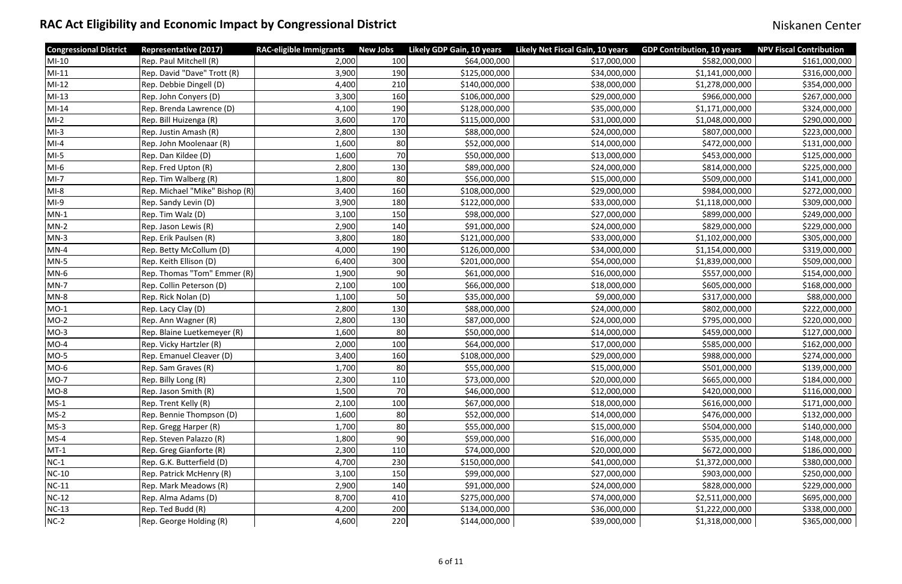# RAC Act Eligibility and Economic Impact by Congressional District

Niskanen Center

| Congressional District | Representative (2017) | RAC-eligible Immigrants | New Jobs | Likely GDP Gain, 10 years | Likely Net Fiscal Gain, 10 years | GDP Contribution, 10 years | NPV Fiscal Contribution |
|---|---|---|---|---|---|---|---|
| MI-10 | Rep. Paul Mitchell (R) | 2,000 | 100 | $64,000,000 | $17,000,000 | $582,000,000 | $161,000,000 |
| MI-11 | Rep. David "Dave" Trott (R) | 3,900 | 190 | $125,000,000 | $34,000,000 | $1,141,000,000 | $316,000,000 |
| MI-12 | Rep. Debbie Dingell (D) | 4,400 | 210 | $140,000,000 | $38,000,000 | $1,278,000,000 | $354,000,000 |
| MI-13 | Rep. John Conyers (D) | 3,300 | 160 | $106,000,000 | $29,000,000 | $966,000,000 | $267,000,000 |
| MI-14 | Rep. Brenda Lawrence (D) | 4,100 | 190 | $128,000,000 | $35,000,000 | $1,171,000,000 | $324,000,000 |
| MI-2 | Rep. Bill Huizenga (R) | 3,600 | 170 | $115,000,000 | $31,000,000 | $1,048,000,000 | $290,000,000 |
| MI-3 | Rep. Justin Amash (R) | 2,800 | 130 | $88,000,000 | $24,000,000 | $807,000,000 | $223,000,000 |
| MI-4 | Rep. John Moolenaar (R) | 1,600 | 80 | $52,000,000 | $14,000,000 | $472,000,000 | $131,000,000 |
| MI-5 | Rep. Dan Kildee (D) | 1,600 | 70 | $50,000,000 | $13,000,000 | $453,000,000 | $125,000,000 |
| MI-6 | Rep. Fred Upton (R) | 2,800 | 130 | $89,000,000 | $24,000,000 | $814,000,000 | $225,000,000 |
| MI-7 | Rep. Tim Walberg (R) | 1,800 | 80 | $56,000,000 | $15,000,000 | $509,000,000 | $141,000,000 |
| MI-8 | Rep. Michael "Mike" Bishop (R) | 3,400 | 160 | $108,000,000 | $29,000,000 | $984,000,000 | $272,000,000 |
| MI-9 | Rep. Sandy Levin (D) | 3,900 | 180 | $122,000,000 | $33,000,000 | $1,118,000,000 | $309,000,000 |
| MN-1 | Rep. Tim Walz (D) | 3,100 | 150 | $98,000,000 | $27,000,000 | $899,000,000 | $249,000,000 |
| MN-2 | Rep. Jason Lewis (R) | 2,900 | 140 | $91,000,000 | $24,000,000 | $829,000,000 | $229,000,000 |
| MN-3 | Rep. Erik Paulsen (R) | 3,800 | 180 | $121,000,000 | $33,000,000 | $1,102,000,000 | $305,000,000 |
| MN-4 | Rep. Betty McCollum (D) | 4,000 | 190 | $126,000,000 | $34,000,000 | $1,154,000,000 | $319,000,000 |
| MN-5 | Rep. Keith Ellison (D) | 6,400 | 300 | $201,000,000 | $54,000,000 | $1,839,000,000 | $509,000,000 |
| MN-6 | Rep. Thomas "Tom" Emmer (R) | 1,900 | 90 | $61,000,000 | $16,000,000 | $557,000,000 | $154,000,000 |
| MN-7 | Rep. Collin Peterson (D) | 2,100 | 100 | $66,000,000 | $18,000,000 | $605,000,000 | $168,000,000 |
| MN-8 | Rep. Rick Nolan (D) | 1,100 | 50 | $35,000,000 | $9,000,000 | $317,000,000 | $88,000,000 |
| MO-1 | Rep. Lacy Clay (D) | 2,800 | 130 | $88,000,000 | $24,000,000 | $802,000,000 | $222,000,000 |
| MO-2 | Rep. Ann Wagner (R) | 2,800 | 130 | $87,000,000 | $24,000,000 | $795,000,000 | $220,000,000 |
| MO-3 | Rep. Blaine Luetkemeyer (R) | 1,600 | 80 | $50,000,000 | $14,000,000 | $459,000,000 | $127,000,000 |
| MO-4 | Rep. Vicky Hartzler (R) | 2,000 | 100 | $64,000,000 | $17,000,000 | $585,000,000 | $162,000,000 |
| MO-5 | Rep. Emanuel Cleaver (D) | 3,400 | 160 | $108,000,000 | $29,000,000 | $988,000,000 | $274,000,000 |
| MO-6 | Rep. Sam Graves (R) | 1,700 | 80 | $55,000,000 | $15,000,000 | $501,000,000 | $139,000,000 |
| MO-7 | Rep. Billy Long (R) | 2,300 | 110 | $73,000,000 | $20,000,000 | $665,000,000 | $184,000,000 |
| MO-8 | Rep. Jason Smith (R) | 1,500 | 70 | $46,000,000 | $12,000,000 | $420,000,000 | $116,000,000 |
| MS-1 | Rep. Trent Kelly (R) | 2,100 | 100 | $67,000,000 | $18,000,000 | $616,000,000 | $171,000,000 |
| MS-2 | Rep. Bennie Thompson (D) | 1,600 | 80 | $52,000,000 | $14,000,000 | $476,000,000 | $132,000,000 |
| MS-3 | Rep. Gregg Harper (R) | 1,700 | 80 | $55,000,000 | $15,000,000 | $504,000,000 | $140,000,000 |
| MS-4 | Rep. Steven Palazzo (R) | 1,800 | 90 | $59,000,000 | $16,000,000 | $535,000,000 | $148,000,000 |
| MT-1 | Rep. Greg Gianforte (R) | 2,300 | 110 | $74,000,000 | $20,000,000 | $672,000,000 | $186,000,000 |
| NC-1 | Rep. G.K. Butterfield (D) | 4,700 | 230 | $150,000,000 | $41,000,000 | $1,372,000,000 | $380,000,000 |
| NC-10 | Rep. Patrick McHenry (R) | 3,100 | 150 | $99,000,000 | $27,000,000 | $903,000,000 | $250,000,000 |
| NC-11 | Rep. Mark Meadows (R) | 2,900 | 140 | $91,000,000 | $24,000,000 | $828,000,000 | $229,000,000 |
| NC-12 | Rep. Alma Adams (D) | 8,700 | 410 | $275,000,000 | $74,000,000 | $2,511,000,000 | $695,000,000 |
| NC-13 | Rep. Ted Budd (R) | 4,200 | 200 | $134,000,000 | $36,000,000 | $1,222,000,000 | $338,000,000 |
| NC-2 | Rep. George Holding (R) | 4,600 | 220 | $144,000,000 | $39,000,000 | $1,318,000,000 | $365,000,000 |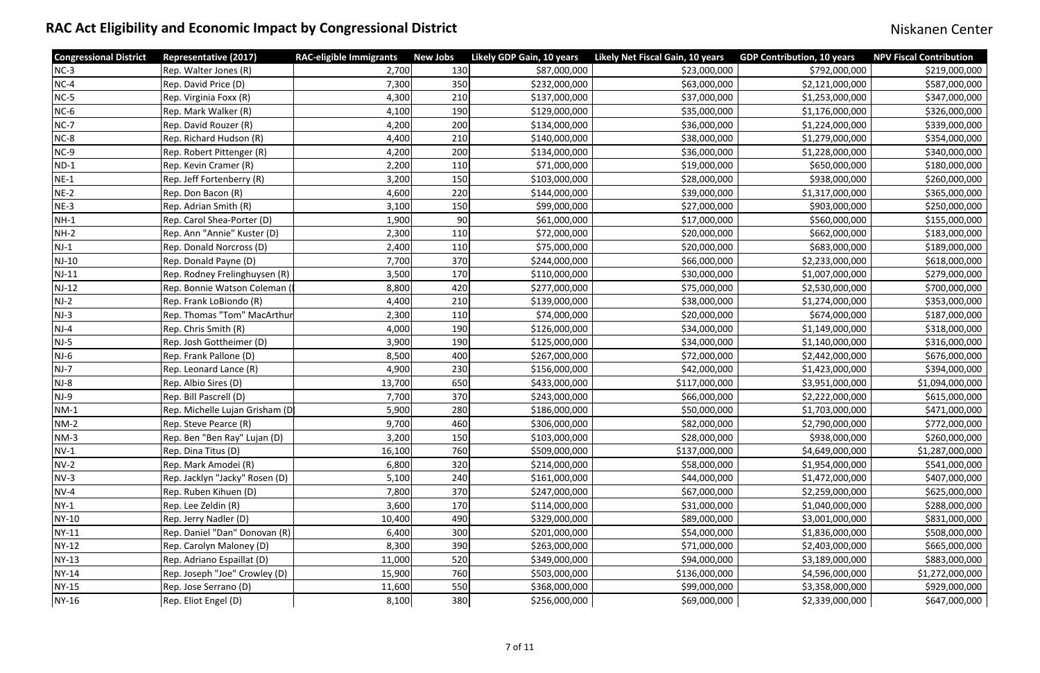# RAC Act Eligibility and Economic Impact by Congressional District

Niskanen Center

| Congressional District | Representative (2017) | RAC-eligible Immigrants | New Jobs | Likely GDP Gain, 10 years | Likely Net Fiscal Gain, 10 years | GDP Contribution, 10 years | NPV Fiscal Contribution |
|---|---|---|---|---|---|---|---|
| NC-3 | Rep. Walter Jones (R) | 2,700 | 130 | $87,000,000 | $23,000,000 | $792,000,000 | $219,000,000 |
| NC-4 | Rep. David Price (D) | 7,300 | 350 | $232,000,000 | $63,000,000 | $2,121,000,000 | $587,000,000 |
| NC-5 | Rep. Virginia Foxx (R) | 4,300 | 210 | $137,000,000 | $37,000,000 | $1,253,000,000 | $347,000,000 |
| NC-6 | Rep. Mark Walker (R) | 4,100 | 190 | $129,000,000 | $35,000,000 | $1,176,000,000 | $326,000,000 |
| NC-7 | Rep. David Rouzer (R) | 4,200 | 200 | $134,000,000 | $36,000,000 | $1,224,000,000 | $339,000,000 |
| NC-8 | Rep. Richard Hudson (R) | 4,400 | 210 | $140,000,000 | $38,000,000 | $1,279,000,000 | $354,000,000 |
| NC-9 | Rep. Robert Pittenger (R) | 4,200 | 200 | $134,000,000 | $36,000,000 | $1,228,000,000 | $340,000,000 |
| ND-1 | Rep. Kevin Cramer (R) | 2,200 | 110 | $71,000,000 | $19,000,000 | $650,000,000 | $180,000,000 |
| NE-1 | Rep. Jeff Fortenberry (R) | 3,200 | 150 | $103,000,000 | $28,000,000 | $938,000,000 | $260,000,000 |
| NE-2 | Rep. Don Bacon (R) | 4,600 | 220 | $144,000,000 | $39,000,000 | $1,317,000,000 | $365,000,000 |
| NE-3 | Rep. Adrian Smith (R) | 3,100 | 150 | $99,000,000 | $27,000,000 | $903,000,000 | $250,000,000 |
| NH-1 | Rep. Carol Shea-Porter (D) | 1,900 | 90 | $61,000,000 | $17,000,000 | $560,000,000 | $155,000,000 |
| NH-2 | Rep. Ann "Annie" Kuster (D) | 2,300 | 110 | $72,000,000 | $20,000,000 | $662,000,000 | $183,000,000 |
| NJ-1 | Rep. Donald Norcross (D) | 2,400 | 110 | $75,000,000 | $20,000,000 | $683,000,000 | $189,000,000 |
| NJ-10 | Rep. Donald Payne (D) | 7,700 | 370 | $244,000,000 | $66,000,000 | $2,233,000,000 | $618,000,000 |
| NJ-11 | Rep. Rodney Frelinghuysen (R) | 3,500 | 170 | $110,000,000 | $30,000,000 | $1,007,000,000 | $279,000,000 |
| NJ-12 | Rep. Bonnie Watson Coleman (I | 8,800 | 420 | $277,000,000 | $75,000,000 | $2,530,000,000 | $700,000,000 |
| NJ-2 | Rep. Frank LoBiondo (R) | 4,400 | 210 | $139,000,000 | $38,000,000 | $1,274,000,000 | $353,000,000 |
| NJ-3 | Rep. Thomas "Tom" MacArthur | 2,300 | 110 | $74,000,000 | $20,000,000 | $674,000,000 | $187,000,000 |
| NJ-4 | Rep. Chris Smith (R) | 4,000 | 190 | $126,000,000 | $34,000,000 | $1,149,000,000 | $318,000,000 |
| NJ-5 | Rep. Josh Gottheimer (D) | 3,900 | 190 | $125,000,000 | $34,000,000 | $1,140,000,000 | $316,000,000 |
| NJ-6 | Rep. Frank Pallone (D) | 8,500 | 400 | $267,000,000 | $72,000,000 | $2,442,000,000 | $676,000,000 |
| NJ-7 | Rep. Leonard Lance (R) | 4,900 | 230 | $156,000,000 | $42,000,000 | $1,423,000,000 | $394,000,000 |
| NJ-8 | Rep. Albio Sires (D) | 13,700 | 650 | $433,000,000 | $117,000,000 | $3,951,000,000 | $1,094,000,000 |
| NJ-9 | Rep. Bill Pascrell (D) | 7,700 | 370 | $243,000,000 | $66,000,000 | $2,222,000,000 | $615,000,000 |
| NM-1 | Rep. Michelle Lujan Grisham (D | 5,900 | 280 | $186,000,000 | $50,000,000 | $1,703,000,000 | $471,000,000 |
| NM-2 | Rep. Steve Pearce (R) | 9,700 | 460 | $306,000,000 | $82,000,000 | $2,790,000,000 | $772,000,000 |
| NM-3 | Rep. Ben "Ben Ray" Lujan (D) | 3,200 | 150 | $103,000,000 | $28,000,000 | $938,000,000 | $260,000,000 |
| NV-1 | Rep. Dina Titus (D) | 16,100 | 760 | $509,000,000 | $137,000,000 | $4,649,000,000 | $1,287,000,000 |
| NV-2 | Rep. Mark Amodei (R) | 6,800 | 320 | $214,000,000 | $58,000,000 | $1,954,000,000 | $541,000,000 |
| NV-3 | Rep. Jacklyn "Jacky" Rosen (D) | 5,100 | 240 | $161,000,000 | $44,000,000 | $1,472,000,000 | $407,000,000 |
| NV-4 | Rep. Ruben Kihuen (D) | 7,800 | 370 | $247,000,000 | $67,000,000 | $2,259,000,000 | $625,000,000 |
| NY-1 | Rep. Lee Zeldin (R) | 3,600 | 170 | $114,000,000 | $31,000,000 | $1,040,000,000 | $288,000,000 |
| NY-10 | Rep. Jerry Nadler (D) | 10,400 | 490 | $329,000,000 | $89,000,000 | $3,001,000,000 | $831,000,000 |
| NY-11 | Rep. Daniel "Dan" Donovan (R) | 6,400 | 300 | $201,000,000 | $54,000,000 | $1,836,000,000 | $508,000,000 |
| NY-12 | Rep. Carolyn Maloney (D) | 8,300 | 390 | $263,000,000 | $71,000,000 | $2,403,000,000 | $665,000,000 |
| NY-13 | Rep. Adriano Espaillat (D) | 11,000 | 520 | $349,000,000 | $94,000,000 | $3,189,000,000 | $883,000,000 |
| NY-14 | Rep. Joseph "Joe" Crowley (D) | 15,900 | 760 | $503,000,000 | $136,000,000 | $4,596,000,000 | $1,272,000,000 |
| NY-15 | Rep. Jose Serrano (D) | 11,600 | 550 | $368,000,000 | $99,000,000 | $3,358,000,000 | $929,000,000 |
| NY-16 | Rep. Eliot Engel (D) | 8,100 | 380 | $256,000,000 | $69,000,000 | $2,339,000,000 | $647,000,000 |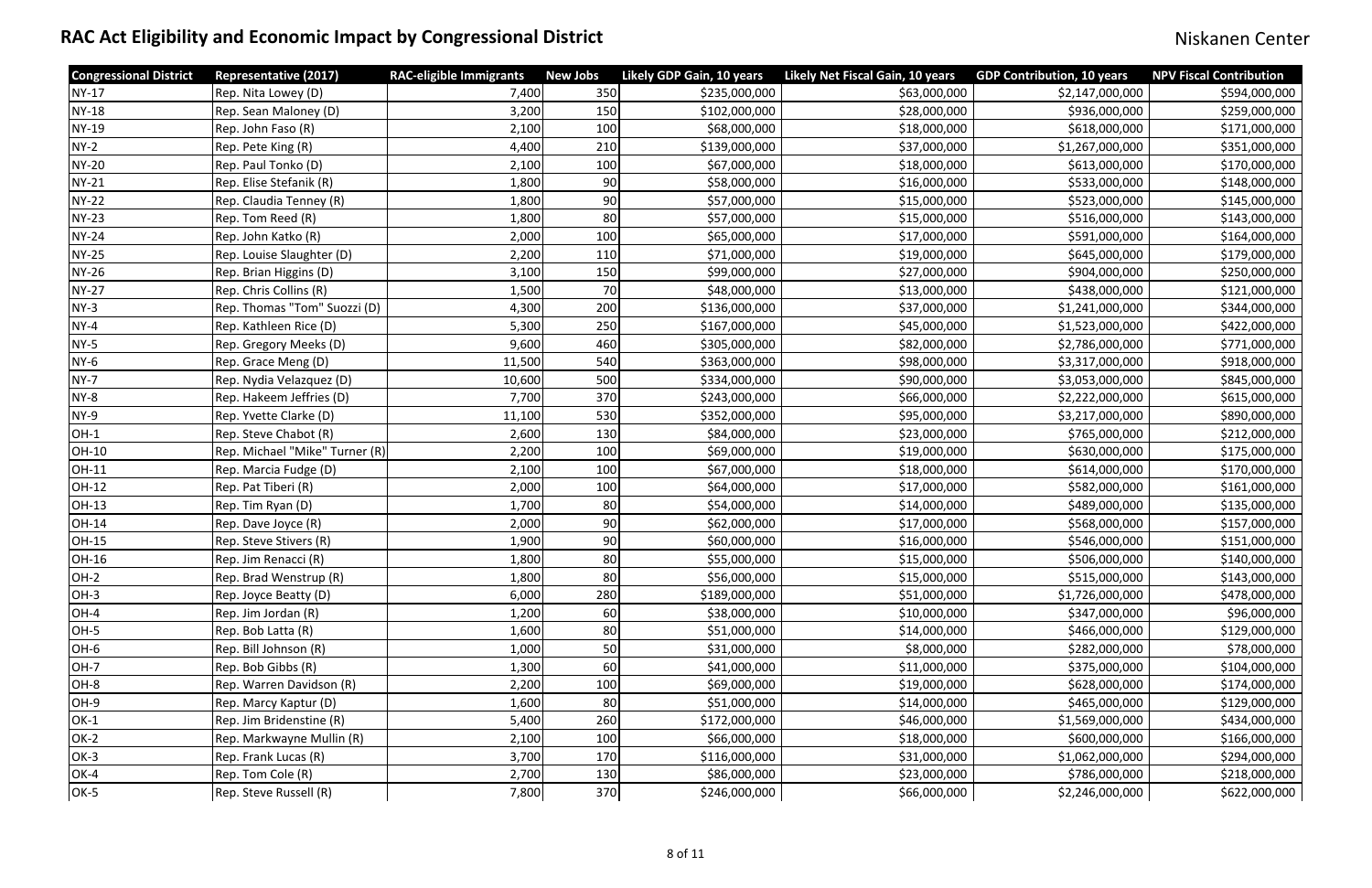# RAC Act Eligibility and Economic Impact by Congressional District

Niskanen Center

| Congressional District | Representative (2017) | RAC-eligible Immigrants | New Jobs | Likely GDP Gain, 10 years | Likely Net Fiscal Gain, 10 years | GDP Contribution, 10 years | NPV Fiscal Contribution |
|---|---|---|---|---|---|---|---|
| NY-17 | Rep. Nita Lowey (D) | 7,400 | 350 | $235,000,000 | $63,000,000 | $2,147,000,000 | $594,000,000 |
| NY-18 | Rep. Sean Maloney (D) | 3,200 | 150 | $102,000,000 | $28,000,000 | $936,000,000 | $259,000,000 |
| NY-19 | Rep. John Faso (R) | 2,100 | 100 | $68,000,000 | $18,000,000 | $618,000,000 | $171,000,000 |
| NY-2 | Rep. Pete King (R) | 4,400 | 210 | $139,000,000 | $37,000,000 | $1,267,000,000 | $351,000,000 |
| NY-20 | Rep. Paul Tonko (D) | 2,100 | 100 | $67,000,000 | $18,000,000 | $613,000,000 | $170,000,000 |
| NY-21 | Rep. Elise Stefanik (R) | 1,800 | 90 | $58,000,000 | $16,000,000 | $533,000,000 | $148,000,000 |
| NY-22 | Rep. Claudia Tenney (R) | 1,800 | 90 | $57,000,000 | $15,000,000 | $523,000,000 | $145,000,000 |
| NY-23 | Rep. Tom Reed (R) | 1,800 | 80 | $57,000,000 | $15,000,000 | $516,000,000 | $143,000,000 |
| NY-24 | Rep. John Katko (R) | 2,000 | 100 | $65,000,000 | $17,000,000 | $591,000,000 | $164,000,000 |
| NY-25 | Rep. Louise Slaughter (D) | 2,200 | 110 | $71,000,000 | $19,000,000 | $645,000,000 | $179,000,000 |
| NY-26 | Rep. Brian Higgins (D) | 3,100 | 150 | $99,000,000 | $27,000,000 | $904,000,000 | $250,000,000 |
| NY-27 | Rep. Chris Collins (R) | 1,500 | 70 | $48,000,000 | $13,000,000 | $438,000,000 | $121,000,000 |
| NY-3 | Rep. Thomas "Tom" Suozzi (D) | 4,300 | 200 | $136,000,000 | $37,000,000 | $1,241,000,000 | $344,000,000 |
| NY-4 | Rep. Kathleen Rice (D) | 5,300 | 250 | $167,000,000 | $45,000,000 | $1,523,000,000 | $422,000,000 |
| NY-5 | Rep. Gregory Meeks (D) | 9,600 | 460 | $305,000,000 | $82,000,000 | $2,786,000,000 | $771,000,000 |
| NY-6 | Rep. Grace Meng (D) | 11,500 | 540 | $363,000,000 | $98,000,000 | $3,317,000,000 | $918,000,000 |
| NY-7 | Rep. Nydia Velazquez (D) | 10,600 | 500 | $334,000,000 | $90,000,000 | $3,053,000,000 | $845,000,000 |
| NY-8 | Rep. Hakeem Jeffries (D) | 7,700 | 370 | $243,000,000 | $66,000,000 | $2,222,000,000 | $615,000,000 |
| NY-9 | Rep. Yvette Clarke (D) | 11,100 | 530 | $352,000,000 | $95,000,000 | $3,217,000,000 | $890,000,000 |
| OH-1 | Rep. Steve Chabot (R) | 2,600 | 130 | $84,000,000 | $23,000,000 | $765,000,000 | $212,000,000 |
| OH-10 | Rep. Michael "Mike" Turner (R) | 2,200 | 100 | $69,000,000 | $19,000,000 | $630,000,000 | $175,000,000 |
| OH-11 | Rep. Marcia Fudge (D) | 2,100 | 100 | $67,000,000 | $18,000,000 | $614,000,000 | $170,000,000 |
| OH-12 | Rep. Pat Tiberi (R) | 2,000 | 100 | $64,000,000 | $17,000,000 | $582,000,000 | $161,000,000 |
| OH-13 | Rep. Tim Ryan (D) | 1,700 | 80 | $54,000,000 | $14,000,000 | $489,000,000 | $135,000,000 |
| OH-14 | Rep. Dave Joyce (R) | 2,000 | 90 | $62,000,000 | $17,000,000 | $568,000,000 | $157,000,000 |
| OH-15 | Rep. Steve Stivers (R) | 1,900 | 90 | $60,000,000 | $16,000,000 | $546,000,000 | $151,000,000 |
| OH-16 | Rep. Jim Renacci (R) | 1,800 | 80 | $55,000,000 | $15,000,000 | $506,000,000 | $140,000,000 |
| OH-2 | Rep. Brad Wenstrup (R) | 1,800 | 80 | $56,000,000 | $15,000,000 | $515,000,000 | $143,000,000 |
| OH-3 | Rep. Joyce Beatty (D) | 6,000 | 280 | $189,000,000 | $51,000,000 | $1,726,000,000 | $478,000,000 |
| OH-4 | Rep. Jim Jordan (R) | 1,200 | 60 | $38,000,000 | $10,000,000 | $347,000,000 | $96,000,000 |
| OH-5 | Rep. Bob Latta (R) | 1,600 | 80 | $51,000,000 | $14,000,000 | $466,000,000 | $129,000,000 |
| OH-6 | Rep. Bill Johnson (R) | 1,000 | 50 | $31,000,000 | $8,000,000 | $282,000,000 | $78,000,000 |
| OH-7 | Rep. Bob Gibbs (R) | 1,300 | 60 | $41,000,000 | $11,000,000 | $375,000,000 | $104,000,000 |
| OH-8 | Rep. Warren Davidson (R) | 2,200 | 100 | $69,000,000 | $19,000,000 | $628,000,000 | $174,000,000 |
| OH-9 | Rep. Marcy Kaptur (D) | 1,600 | 80 | $51,000,000 | $14,000,000 | $465,000,000 | $129,000,000 |
| OK-1 | Rep. Jim Bridenstine (R) | 5,400 | 260 | $172,000,000 | $46,000,000 | $1,569,000,000 | $434,000,000 |
| OK-2 | Rep. Markwayne Mullin (R) | 2,100 | 100 | $66,000,000 | $18,000,000 | $600,000,000 | $166,000,000 |
| OK-3 | Rep. Frank Lucas (R) | 3,700 | 170 | $116,000,000 | $31,000,000 | $1,062,000,000 | $294,000,000 |
| OK-4 | Rep. Tom Cole (R) | 2,700 | 130 | $86,000,000 | $23,000,000 | $786,000,000 | $218,000,000 |
| OK-5 | Rep. Steve Russell (R) | 7,800 | 370 | $246,000,000 | $66,000,000 | $2,246,000,000 | $622,000,000 |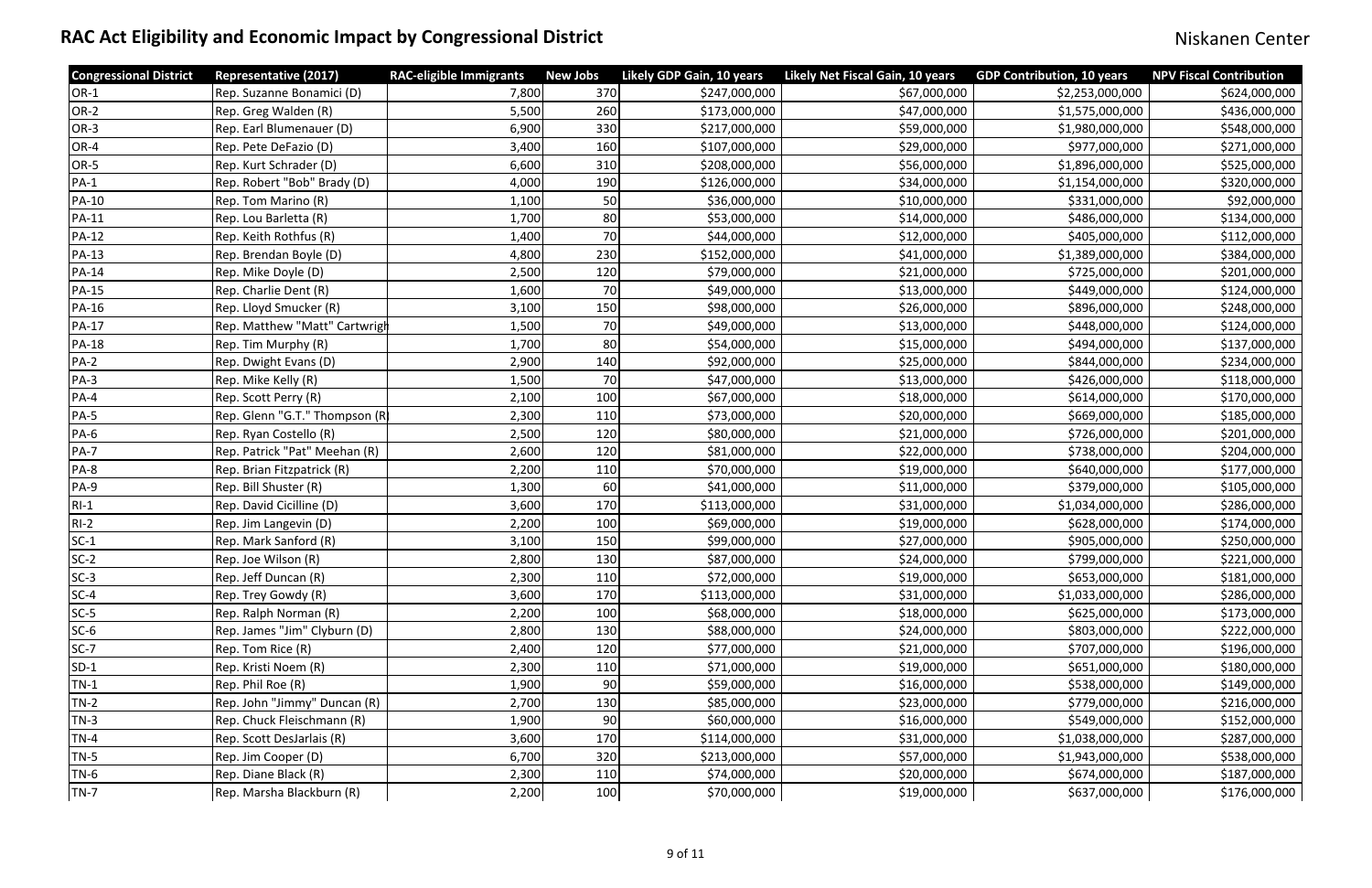# RAC Act Eligibility and Economic Impact by Congressional District

Niskanen Center

| Congressional District | Representative (2017) | RAC-eligible Immigrants | New Jobs | Likely GDP Gain, 10 years | Likely Net Fiscal Gain, 10 years | GDP Contribution, 10 years | NPV Fiscal Contribution |
|---|---|---|---|---|---|---|---|
| OR-1 | Rep. Suzanne Bonamici (D) | 7,800 | 370 | $247,000,000 | $67,000,000 | $2,253,000,000 | $624,000,000 |
| OR-2 | Rep. Greg Walden (R) | 5,500 | 260 | $173,000,000 | $47,000,000 | $1,575,000,000 | $436,000,000 |
| OR-3 | Rep. Earl Blumenauer (D) | 6,900 | 330 | $217,000,000 | $59,000,000 | $1,980,000,000 | $548,000,000 |
| OR-4 | Rep. Pete DeFazio (D) | 3,400 | 160 | $107,000,000 | $29,000,000 | $977,000,000 | $271,000,000 |
| OR-5 | Rep. Kurt Schrader (D) | 6,600 | 310 | $208,000,000 | $56,000,000 | $1,896,000,000 | $525,000,000 |
| PA-1 | Rep. Robert "Bob" Brady (D) | 4,000 | 190 | $126,000,000 | $34,000,000 | $1,154,000,000 | $320,000,000 |
| PA-10 | Rep. Tom Marino (R) | 1,100 | 50 | $36,000,000 | $10,000,000 | $331,000,000 | $92,000,000 |
| PA-11 | Rep. Lou Barletta (R) | 1,700 | 80 | $53,000,000 | $14,000,000 | $486,000,000 | $134,000,000 |
| PA-12 | Rep. Keith Rothfus (R) | 1,400 | 70 | $44,000,000 | $12,000,000 | $405,000,000 | $112,000,000 |
| PA-13 | Rep. Brendan Boyle (D) | 4,800 | 230 | $152,000,000 | $41,000,000 | $1,389,000,000 | $384,000,000 |
| PA-14 | Rep. Mike Doyle (D) | 2,500 | 120 | $79,000,000 | $21,000,000 | $725,000,000 | $201,000,000 |
| PA-15 | Rep. Charlie Dent (R) | 1,600 | 70 | $49,000,000 | $13,000,000 | $449,000,000 | $124,000,000 |
| PA-16 | Rep. Lloyd Smucker (R) | 3,100 | 150 | $98,000,000 | $26,000,000 | $896,000,000 | $248,000,000 |
| PA-17 | Rep. Matthew "Matt" Cartwrigh | 1,500 | 70 | $49,000,000 | $13,000,000 | $448,000,000 | $124,000,000 |
| PA-18 | Rep. Tim Murphy (R) | 1,700 | 80 | $54,000,000 | $15,000,000 | $494,000,000 | $137,000,000 |
| PA-2 | Rep. Dwight Evans (D) | 2,900 | 140 | $92,000,000 | $25,000,000 | $844,000,000 | $234,000,000 |
| PA-3 | Rep. Mike Kelly (R) | 1,500 | 70 | $47,000,000 | $13,000,000 | $426,000,000 | $118,000,000 |
| PA-4 | Rep. Scott Perry (R) | 2,100 | 100 | $67,000,000 | $18,000,000 | $614,000,000 | $170,000,000 |
| PA-5 | Rep. Glenn "G.T." Thompson (R | 2,300 | 110 | $73,000,000 | $20,000,000 | $669,000,000 | $185,000,000 |
| PA-6 | Rep. Ryan Costello (R) | 2,500 | 120 | $80,000,000 | $21,000,000 | $726,000,000 | $201,000,000 |
| PA-7 | Rep. Patrick "Pat" Meehan (R) | 2,600 | 120 | $81,000,000 | $22,000,000 | $738,000,000 | $204,000,000 |
| PA-8 | Rep. Brian Fitzpatrick (R) | 2,200 | 110 | $70,000,000 | $19,000,000 | $640,000,000 | $177,000,000 |
| PA-9 | Rep. Bill Shuster (R) | 1,300 | 60 | $41,000,000 | $11,000,000 | $379,000,000 | $105,000,000 |
| RI-1 | Rep. David Cicilline (D) | 3,600 | 170 | $113,000,000 | $31,000,000 | $1,034,000,000 | $286,000,000 |
| RI-2 | Rep. Jim Langevin (D) | 2,200 | 100 | $69,000,000 | $19,000,000 | $628,000,000 | $174,000,000 |
| SC-1 | Rep. Mark Sanford (R) | 3,100 | 150 | $99,000,000 | $27,000,000 | $905,000,000 | $250,000,000 |
| SC-2 | Rep. Joe Wilson (R) | 2,800 | 130 | $87,000,000 | $24,000,000 | $799,000,000 | $221,000,000 |
| SC-3 | Rep. Jeff Duncan (R) | 2,300 | 110 | $72,000,000 | $19,000,000 | $653,000,000 | $181,000,000 |
| SC-4 | Rep. Trey Gowdy (R) | 3,600 | 170 | $113,000,000 | $31,000,000 | $1,033,000,000 | $286,000,000 |
| SC-5 | Rep. Ralph Norman (R) | 2,200 | 100 | $68,000,000 | $18,000,000 | $625,000,000 | $173,000,000 |
| SC-6 | Rep. James "Jim" Clyburn (D) | 2,800 | 130 | $88,000,000 | $24,000,000 | $803,000,000 | $222,000,000 |
| SC-7 | Rep. Tom Rice (R) | 2,400 | 120 | $77,000,000 | $21,000,000 | $707,000,000 | $196,000,000 |
| SD-1 | Rep. Kristi Noem (R) | 2,300 | 110 | $71,000,000 | $19,000,000 | $651,000,000 | $180,000,000 |
| TN-1 | Rep. Phil Roe (R) | 1,900 | 90 | $59,000,000 | $16,000,000 | $538,000,000 | $149,000,000 |
| TN-2 | Rep. John "Jimmy" Duncan (R) | 2,700 | 130 | $85,000,000 | $23,000,000 | $779,000,000 | $216,000,000 |
| TN-3 | Rep. Chuck Fleischmann (R) | 1,900 | 90 | $60,000,000 | $16,000,000 | $549,000,000 | $152,000,000 |
| TN-4 | Rep. Scott DesJarlais (R) | 3,600 | 170 | $114,000,000 | $31,000,000 | $1,038,000,000 | $287,000,000 |
| TN-5 | Rep. Jim Cooper (D) | 6,700 | 320 | $213,000,000 | $57,000,000 | $1,943,000,000 | $538,000,000 |
| TN-6 | Rep. Diane Black (R) | 2,300 | 110 | $74,000,000 | $20,000,000 | $674,000,000 | $187,000,000 |
| TN-7 | Rep. Marsha Blackburn (R) | 2,200 | 100 | $70,000,000 | $19,000,000 | $637,000,000 | $176,000,000 |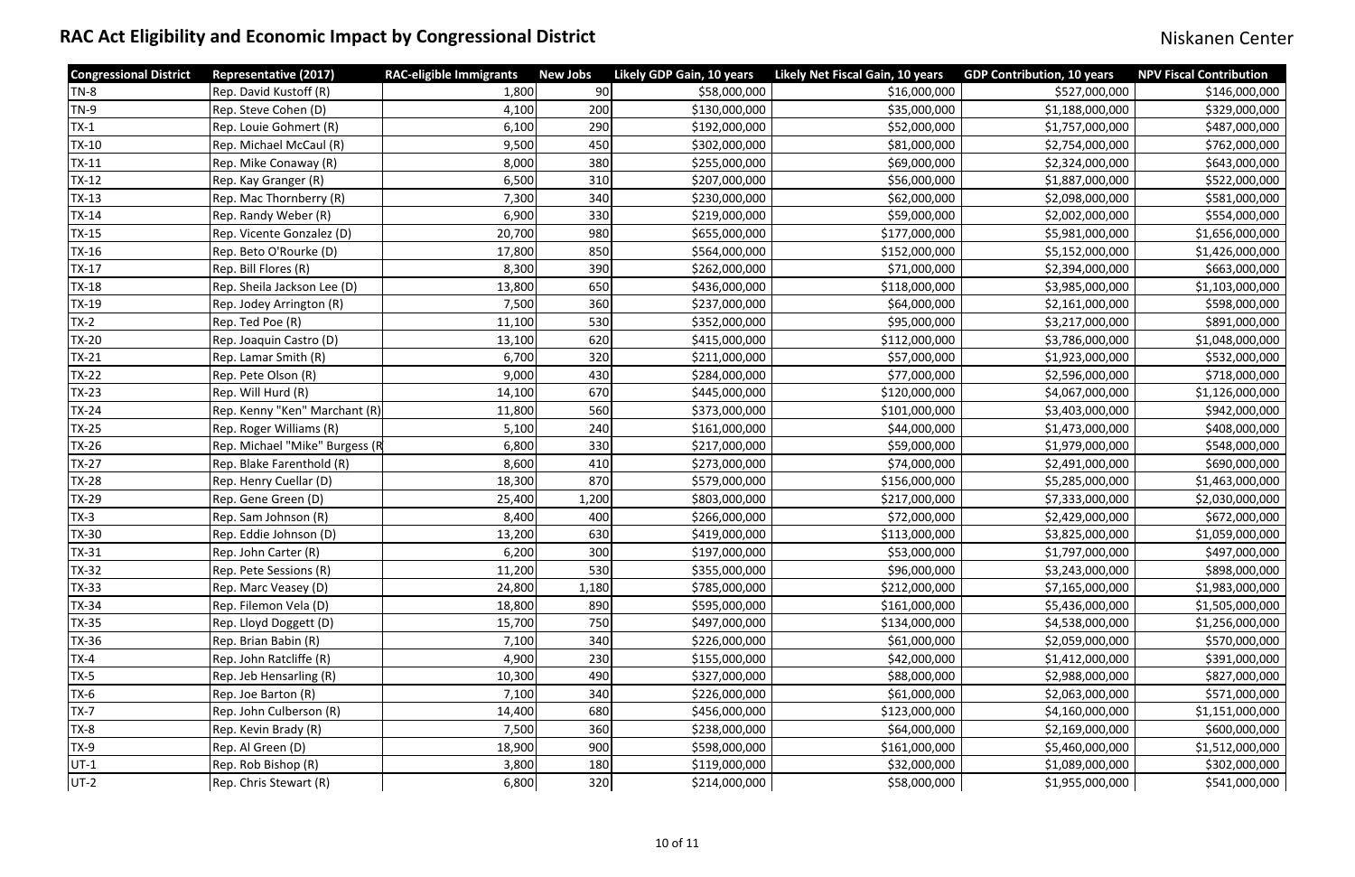# RAC Act Eligibility and Economic Impact by Congressional District

Niskanen Center

| Congressional District | Representative (2017) | RAC-eligible Immigrants | New Jobs | Likely GDP Gain, 10 years | Likely Net Fiscal Gain, 10 years | GDP Contribution, 10 years | NPV Fiscal Contribution |
|---|---|---|---|---|---|---|---|
| TN-8 | Rep. David Kustoff (R) | 1,800 | 90 | $58,000,000 | $16,000,000 | $527,000,000 | $146,000,000 |
| TN-9 | Rep. Steve Cohen (D) | 4,100 | 200 | $130,000,000 | $35,000,000 | $1,188,000,000 | $329,000,000 |
| TX-1 | Rep. Louie Gohmert (R) | 6,100 | 290 | $192,000,000 | $52,000,000 | $1,757,000,000 | $487,000,000 |
| TX-10 | Rep. Michael McCaul (R) | 9,500 | 450 | $302,000,000 | $81,000,000 | $2,754,000,000 | $762,000,000 |
| TX-11 | Rep. Mike Conaway (R) | 8,000 | 380 | $255,000,000 | $69,000,000 | $2,324,000,000 | $643,000,000 |
| TX-12 | Rep. Kay Granger (R) | 6,500 | 310 | $207,000,000 | $56,000,000 | $1,887,000,000 | $522,000,000 |
| TX-13 | Rep. Mac Thornberry (R) | 7,300 | 340 | $230,000,000 | $62,000,000 | $2,098,000,000 | $581,000,000 |
| TX-14 | Rep. Randy Weber (R) | 6,900 | 330 | $219,000,000 | $59,000,000 | $2,002,000,000 | $554,000,000 |
| TX-15 | Rep. Vicente Gonzalez (D) | 20,700 | 980 | $655,000,000 | $177,000,000 | $5,981,000,000 | $1,656,000,000 |
| TX-16 | Rep. Beto O'Rourke (D) | 17,800 | 850 | $564,000,000 | $152,000,000 | $5,152,000,000 | $1,426,000,000 |
| TX-17 | Rep. Bill Flores (R) | 8,300 | 390 | $262,000,000 | $71,000,000 | $2,394,000,000 | $663,000,000 |
| TX-18 | Rep. Sheila Jackson Lee (D) | 13,800 | 650 | $436,000,000 | $118,000,000 | $3,985,000,000 | $1,103,000,000 |
| TX-19 | Rep. Jodey Arrington (R) | 7,500 | 360 | $237,000,000 | $64,000,000 | $2,161,000,000 | $598,000,000 |
| TX-2 | Rep. Ted Poe (R) | 11,100 | 530 | $352,000,000 | $95,000,000 | $3,217,000,000 | $891,000,000 |
| TX-20 | Rep. Joaquin Castro (D) | 13,100 | 620 | $415,000,000 | $112,000,000 | $3,786,000,000 | $1,048,000,000 |
| TX-21 | Rep. Lamar Smith (R) | 6,700 | 320 | $211,000,000 | $57,000,000 | $1,923,000,000 | $532,000,000 |
| TX-22 | Rep. Pete Olson (R) | 9,000 | 430 | $284,000,000 | $77,000,000 | $2,596,000,000 | $718,000,000 |
| TX-23 | Rep. Will Hurd (R) | 14,100 | 670 | $445,000,000 | $120,000,000 | $4,067,000,000 | $1,126,000,000 |
| TX-24 | Rep. Kenny "Ken" Marchant (R) | 11,800 | 560 | $373,000,000 | $101,000,000 | $3,403,000,000 | $942,000,000 |
| TX-25 | Rep. Roger Williams (R) | 5,100 | 240 | $161,000,000 | $44,000,000 | $1,473,000,000 | $408,000,000 |
| TX-26 | Rep. Michael "Mike" Burgess (R | 6,800 | 330 | $217,000,000 | $59,000,000 | $1,979,000,000 | $548,000,000 |
| TX-27 | Rep. Blake Farenthold (R) | 8,600 | 410 | $273,000,000 | $74,000,000 | $2,491,000,000 | $690,000,000 |
| TX-28 | Rep. Henry Cuellar (D) | 18,300 | 870 | $579,000,000 | $156,000,000 | $5,285,000,000 | $1,463,000,000 |
| TX-29 | Rep. Gene Green (D) | 25,400 | 1,200 | $803,000,000 | $217,000,000 | $7,333,000,000 | $2,030,000,000 |
| TX-3 | Rep. Sam Johnson (R) | 8,400 | 400 | $266,000,000 | $72,000,000 | $2,429,000,000 | $672,000,000 |
| TX-30 | Rep. Eddie Johnson (D) | 13,200 | 630 | $419,000,000 | $113,000,000 | $3,825,000,000 | $1,059,000,000 |
| TX-31 | Rep. John Carter (R) | 6,200 | 300 | $197,000,000 | $53,000,000 | $1,797,000,000 | $497,000,000 |
| TX-32 | Rep. Pete Sessions (R) | 11,200 | 530 | $355,000,000 | $96,000,000 | $3,243,000,000 | $898,000,000 |
| TX-33 | Rep. Marc Veasey (D) | 24,800 | 1,180 | $785,000,000 | $212,000,000 | $7,165,000,000 | $1,983,000,000 |
| TX-34 | Rep. Filemon Vela (D) | 18,800 | 890 | $595,000,000 | $161,000,000 | $5,436,000,000 | $1,505,000,000 |
| TX-35 | Rep. Lloyd Doggett (D) | 15,700 | 750 | $497,000,000 | $134,000,000 | $4,538,000,000 | $1,256,000,000 |
| TX-36 | Rep. Brian Babin (R) | 7,100 | 340 | $226,000,000 | $61,000,000 | $2,059,000,000 | $570,000,000 |
| TX-4 | Rep. John Ratcliffe (R) | 4,900 | 230 | $155,000,000 | $42,000,000 | $1,412,000,000 | $391,000,000 |
| TX-5 | Rep. Jeb Hensarling (R) | 10,300 | 490 | $327,000,000 | $88,000,000 | $2,988,000,000 | $827,000,000 |
| TX-6 | Rep. Joe Barton (R) | 7,100 | 340 | $226,000,000 | $61,000,000 | $2,063,000,000 | $571,000,000 |
| TX-7 | Rep. John Culberson (R) | 14,400 | 680 | $456,000,000 | $123,000,000 | $4,160,000,000 | $1,151,000,000 |
| TX-8 | Rep. Kevin Brady (R) | 7,500 | 360 | $238,000,000 | $64,000,000 | $2,169,000,000 | $600,000,000 |
| TX-9 | Rep. Al Green (D) | 18,900 | 900 | $598,000,000 | $161,000,000 | $5,460,000,000 | $1,512,000,000 |
| UT-1 | Rep. Rob Bishop (R) | 3,800 | 180 | $119,000,000 | $32,000,000 | $1,089,000,000 | $302,000,000 |
| UT-2 | Rep. Chris Stewart (R) | 6,800 | 320 | $214,000,000 | $58,000,000 | $1,955,000,000 | $541,000,000 |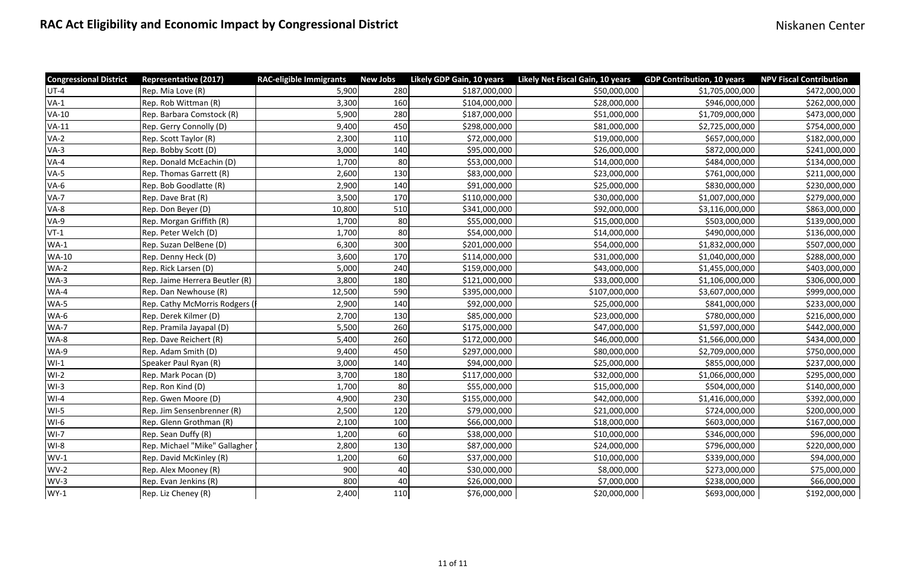# RAC Act Eligibility and Economic Impact by Congressional District

| Congressional District | Representative (2017) | RAC-eligible Immigrants | New Jobs | Likely GDP Gain, 10 years | Likely Net Fiscal Gain, 10 years | GDP Contribution, 10 years | NPV Fiscal Contribution |
|---|---|---|---|---|---|---|---|
| UT-4 | Rep. Mia Love (R) | 5,900 | 280 | $187,000,000 | $50,000,000 | $1,705,000,000 | $472,000,000 |
| VA-1 | Rep. Rob Wittman (R) | 3,300 | 160 | $104,000,000 | $28,000,000 | $946,000,000 | $262,000,000 |
| VA-10 | Rep. Barbara Comstock (R) | 5,900 | 280 | $187,000,000 | $51,000,000 | $1,709,000,000 | $473,000,000 |
| VA-11 | Rep. Gerry Connolly (D) | 9,400 | 450 | $298,000,000 | $81,000,000 | $2,725,000,000 | $754,000,000 |
| VA-2 | Rep. Scott Taylor (R) | 2,300 | 110 | $72,000,000 | $19,000,000 | $657,000,000 | $182,000,000 |
| VA-3 | Rep. Bobby Scott (D) | 3,000 | 140 | $95,000,000 | $26,000,000 | $872,000,000 | $241,000,000 |
| VA-4 | Rep. Donald McEachin (D) | 1,700 | 80 | $53,000,000 | $14,000,000 | $484,000,000 | $134,000,000 |
| VA-5 | Rep. Thomas Garrett (R) | 2,600 | 130 | $83,000,000 | $23,000,000 | $761,000,000 | $211,000,000 |
| VA-6 | Rep. Bob Goodlatte (R) | 2,900 | 140 | $91,000,000 | $25,000,000 | $830,000,000 | $230,000,000 |
| VA-7 | Rep. Dave Brat (R) | 3,500 | 170 | $110,000,000 | $30,000,000 | $1,007,000,000 | $279,000,000 |
| VA-8 | Rep. Don Beyer (D) | 10,800 | 510 | $341,000,000 | $92,000,000 | $3,116,000,000 | $863,000,000 |
| VA-9 | Rep. Morgan Griffith (R) | 1,700 | 80 | $55,000,000 | $15,000,000 | $503,000,000 | $139,000,000 |
| VT-1 | Rep. Peter Welch (D) | 1,700 | 80 | $54,000,000 | $14,000,000 | $490,000,000 | $136,000,000 |
| WA-1 | Rep. Suzan DelBene (D) | 6,300 | 300 | $201,000,000 | $54,000,000 | $1,832,000,000 | $507,000,000 |
| WA-10 | Rep. Denny Heck (D) | 3,600 | 170 | $114,000,000 | $31,000,000 | $1,040,000,000 | $288,000,000 |
| WA-2 | Rep. Rick Larsen (D) | 5,000 | 240 | $159,000,000 | $43,000,000 | $1,455,000,000 | $403,000,000 |
| WA-3 | Rep. Jaime Herrera Beutler (R) | 3,800 | 180 | $121,000,000 | $33,000,000 | $1,106,000,000 | $306,000,000 |
| WA-4 | Rep. Dan Newhouse (R) | 12,500 | 590 | $395,000,000 | $107,000,000 | $3,607,000,000 | $999,000,000 |
| WA-5 | Rep. Cathy McMorris Rodgers ( | 2,900 | 140 | $92,000,000 | $25,000,000 | $841,000,000 | $233,000,000 |
| WA-6 | Rep. Derek Kilmer (D) | 2,700 | 130 | $85,000,000 | $23,000,000 | $780,000,000 | $216,000,000 |
| WA-7 | Rep. Pramila Jayapal (D) | 5,500 | 260 | $175,000,000 | $47,000,000 | $1,597,000,000 | $442,000,000 |
| WA-8 | Rep. Dave Reichert (R) | 5,400 | 260 | $172,000,000 | $46,000,000 | $1,566,000,000 | $434,000,000 |
| WA-9 | Rep. Adam Smith (D) | 9,400 | 450 | $297,000,000 | $80,000,000 | $2,709,000,000 | $750,000,000 |
| WI-1 | Speaker Paul Ryan (R) | 3,000 | 140 | $94,000,000 | $25,000,000 | $855,000,000 | $237,000,000 |
| WI-2 | Rep. Mark Pocan (D) | 3,700 | 180 | $117,000,000 | $32,000,000 | $1,066,000,000 | $295,000,000 |
| WI-3 | Rep. Ron Kind (D) | 1,700 | 80 | $55,000,000 | $15,000,000 | $504,000,000 | $140,000,000 |
| WI-4 | Rep. Gwen Moore (D) | 4,900 | 230 | $155,000,000 | $42,000,000 | $1,416,000,000 | $392,000,000 |
| WI-5 | Rep. Jim Sensenbrenner (R) | 2,500 | 120 | $79,000,000 | $21,000,000 | $724,000,000 | $200,000,000 |
| WI-6 | Rep. Glenn Grothman (R) | 2,100 | 100 | $66,000,000 | $18,000,000 | $603,000,000 | $167,000,000 |
| WI-7 | Rep. Sean Duffy (R) | 1,200 | 60 | $38,000,000 | $10,000,000 | $346,000,000 | $96,000,000 |
| WI-8 | Rep. Michael "Mike" Gallagher | 2,800 | 130 | $87,000,000 | $24,000,000 | $796,000,000 | $220,000,000 |
| WV-1 | Rep. David McKinley (R) | 1,200 | 60 | $37,000,000 | $10,000,000 | $339,000,000 | $94,000,000 |
| WV-2 | Rep. Alex Mooney (R) | 900 | 40 | $30,000,000 | $8,000,000 | $273,000,000 | $75,000,000 |
| WV-3 | Rep. Evan Jenkins (R) | 800 | 40 | $26,000,000 | $7,000,000 | $238,000,000 | $66,000,000 |
| WY-1 | Rep. Liz Cheney (R) | 2,400 | 110 | $76,000,000 | $20,000,000 | $693,000,000 | $192,000,000 |